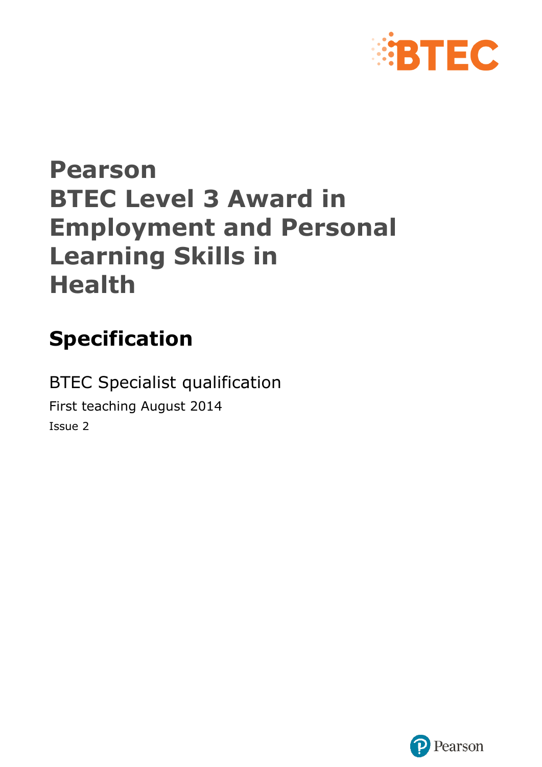# Pearson BTEC Level 3 Award in Employment and Personal Learning Skills in Health

## Specification

BTEC Specialist qualification

First teaching August 2014

Issue 2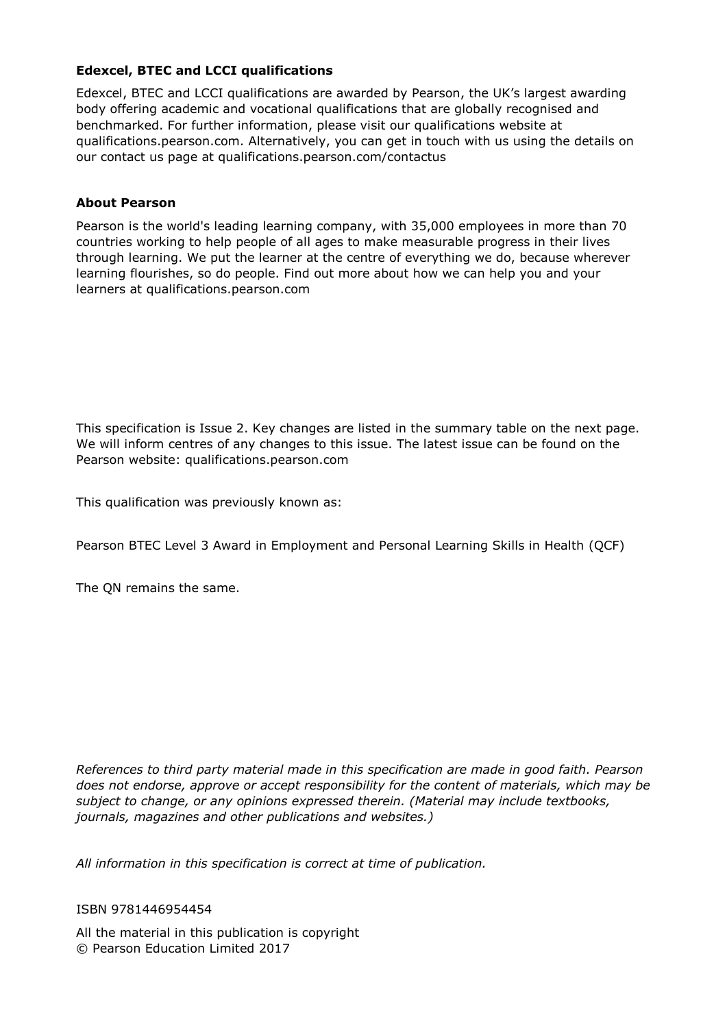**Edexcel, BTEC and LCCI qualifications**

Edexcel, BTEC and LCCI qualifications are awarded by Pearson, the UK's largest awarding body offering academic and vocational qualifications that are globally recognised and benchmarked. For further information, please visit our qualifications website at qualifications.pearson.com. Alternatively, you can get in touch with us using the details on our contact us page at qualifications.pearson.com/contactus

**About Pearson**

Pearson is the world's leading learning company, with 35,000 employees in more than 70 countries working to help people of all ages to make measurable progress in their lives through learning. We put the learner at the centre of everything we do, because wherever learning flourishes, so do people. Find out more about how we can help you and your learners at qualifications.pearson.com

This specification is Issue 2. Key changes are listed in the summary table on the next page. We will inform centres of any changes to this issue. The latest issue can be found on the Pearson website: qualifications.pearson.com

This qualification was previously known as:

Pearson BTEC Level 3 Award in Employment and Personal Learning Skills in Health (QCF)

The QN remains the same.

*References to third party material made in this specification are made in good faith. Pearson does not endorse, approve or accept responsibility for the content of materials, which may be subject to change, or any opinions expressed therein. (Material may include textbooks, journals, magazines and other publications and websites.)*

*All information in this specification is correct at time of publication.*

ISBN 9781446954454

All the material in this publication is copyright
© Pearson Education Limited 2017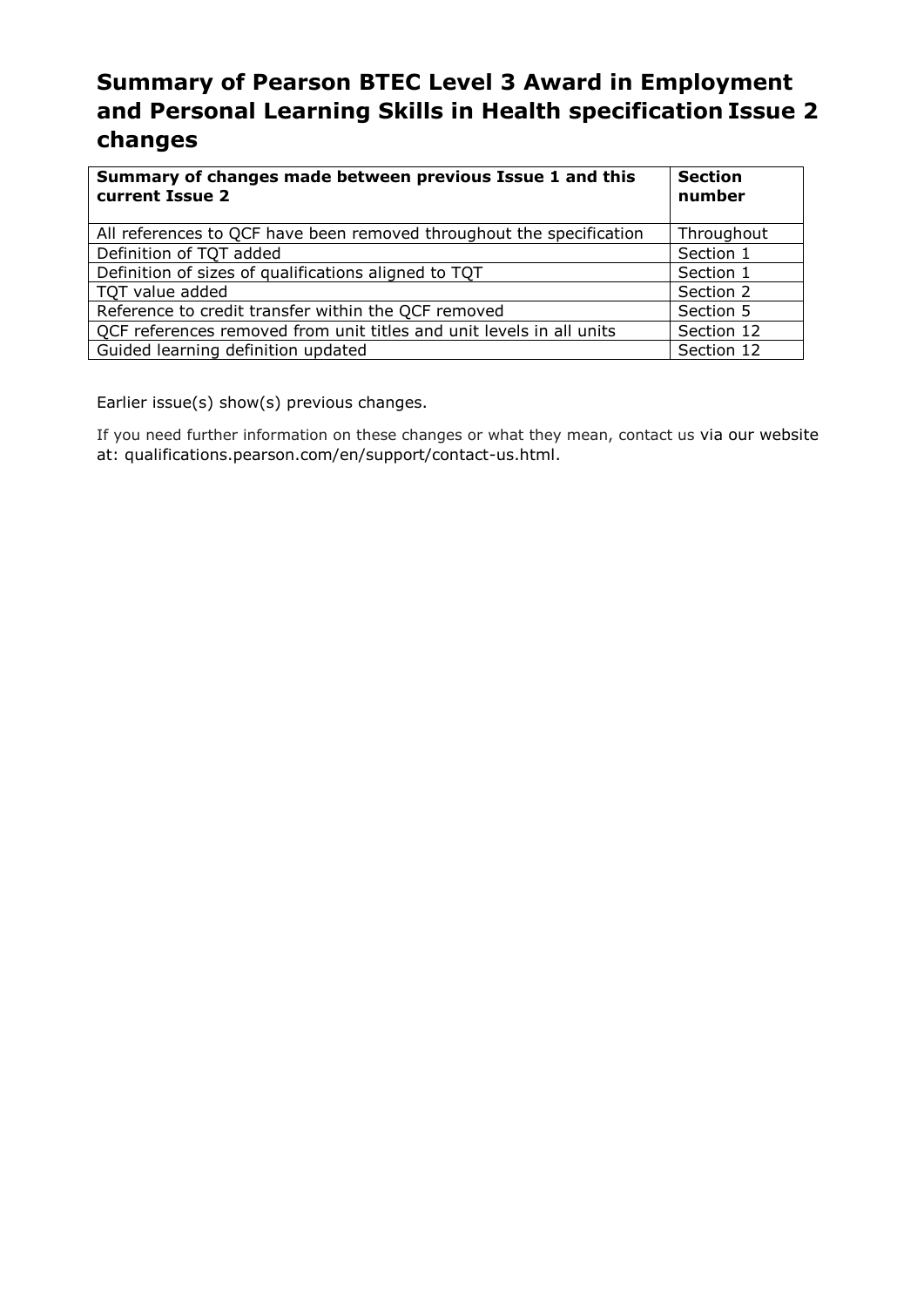# Summary of Pearson BTEC Level 3 Award in Employment and Personal Learning Skills in Health specification Issue 2 changes

| Summary of changes made between previous Issue 1 and this current Issue 2 | Section number |
|---|---|
| All references to QCF have been removed throughout the specification | Throughout |
| Definition of TQT added | Section 1 |
| Definition of sizes of qualifications aligned to TQT | Section 1 |
| TQT value added | Section 2 |
| Reference to credit transfer within the QCF removed | Section 5 |
| QCF references removed from unit titles and unit levels in all units | Section 12 |
| Guided learning definition updated | Section 12 |

Earlier issue(s) show(s) previous changes.

If you need further information on these changes or what they mean, contact us via our website at: qualifications.pearson.com/en/support/contact-us.html.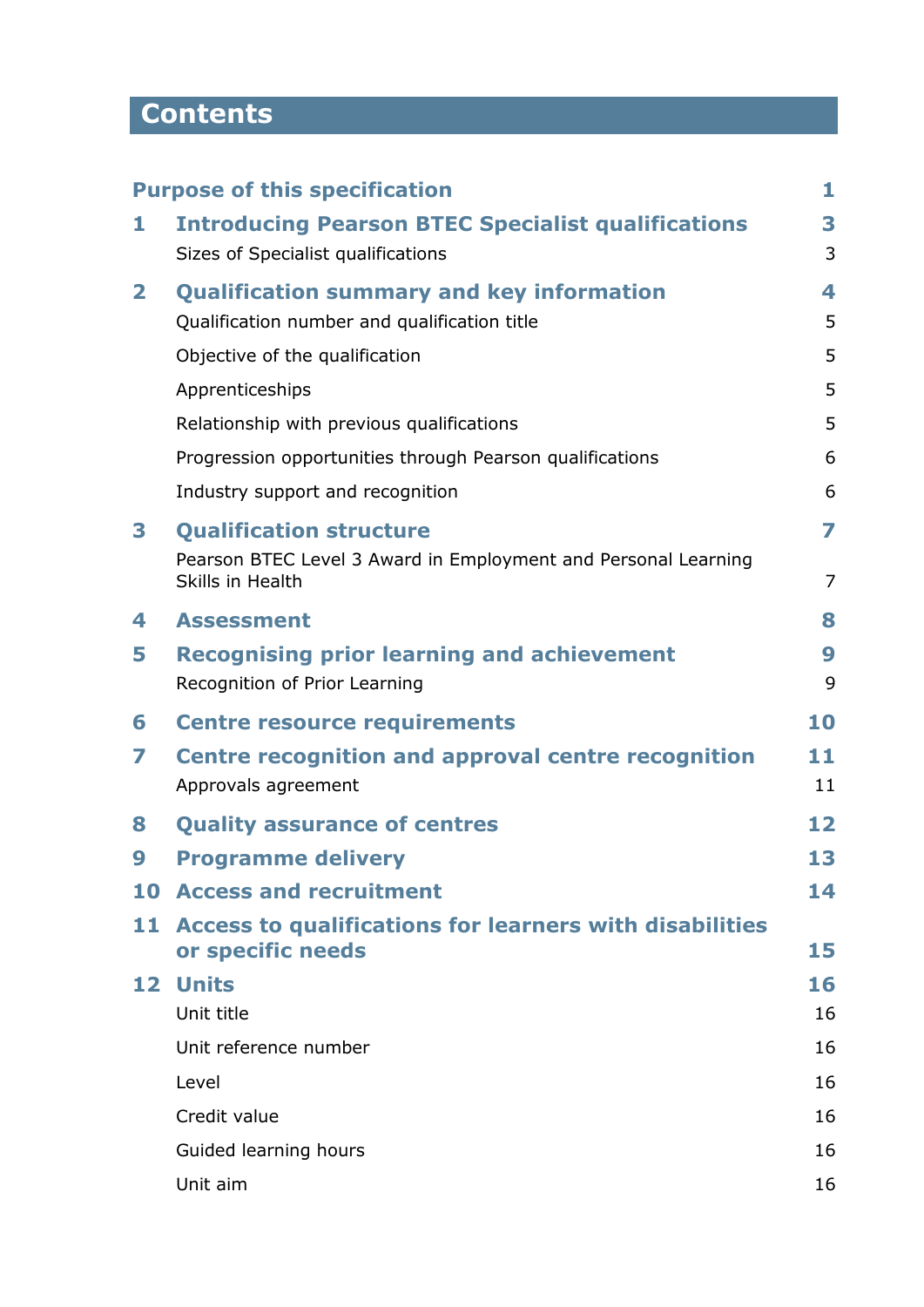# Contents

| | | |
|---|---|---|
| | **Purpose of this specification** | **1** |
| **1** | **Introducing Pearson BTEC Specialist qualifications** | **3** |
| | Sizes of Specialist qualifications | 3 |
| **2** | **Qualification summary and key information** | **4** |
| | Qualification number and qualification title | 5 |
| | Objective of the qualification | 5 |
| | Apprenticeships | 5 |
| | Relationship with previous qualifications | 5 |
| | Progression opportunities through Pearson qualifications | 6 |
| | Industry support and recognition | 6 |
| **3** | **Qualification structure** | **7** |
| | Pearson BTEC Level 3 Award in Employment and Personal Learning Skills in Health | 7 |
| **4** | **Assessment** | **8** |
| **5** | **Recognising prior learning and achievement** | **9** |
| | Recognition of Prior Learning | 9 |
| **6** | **Centre resource requirements** | **10** |
| **7** | **Centre recognition and approval centre recognition** | **11** |
| | Approvals agreement | 11 |
| **8** | **Quality assurance of centres** | **12** |
| **9** | **Programme delivery** | **13** |
| **10** | **Access and recruitment** | **14** |
| **11** | **Access to qualifications for learners with disabilities or specific needs** | **15** |
| **12** | **Units** | **16** |
| | Unit title | 16 |
| | Unit reference number | 16 |
| | Level | 16 |
| | Credit value | 16 |
| | Guided learning hours | 16 |
| | Unit aim | 16 |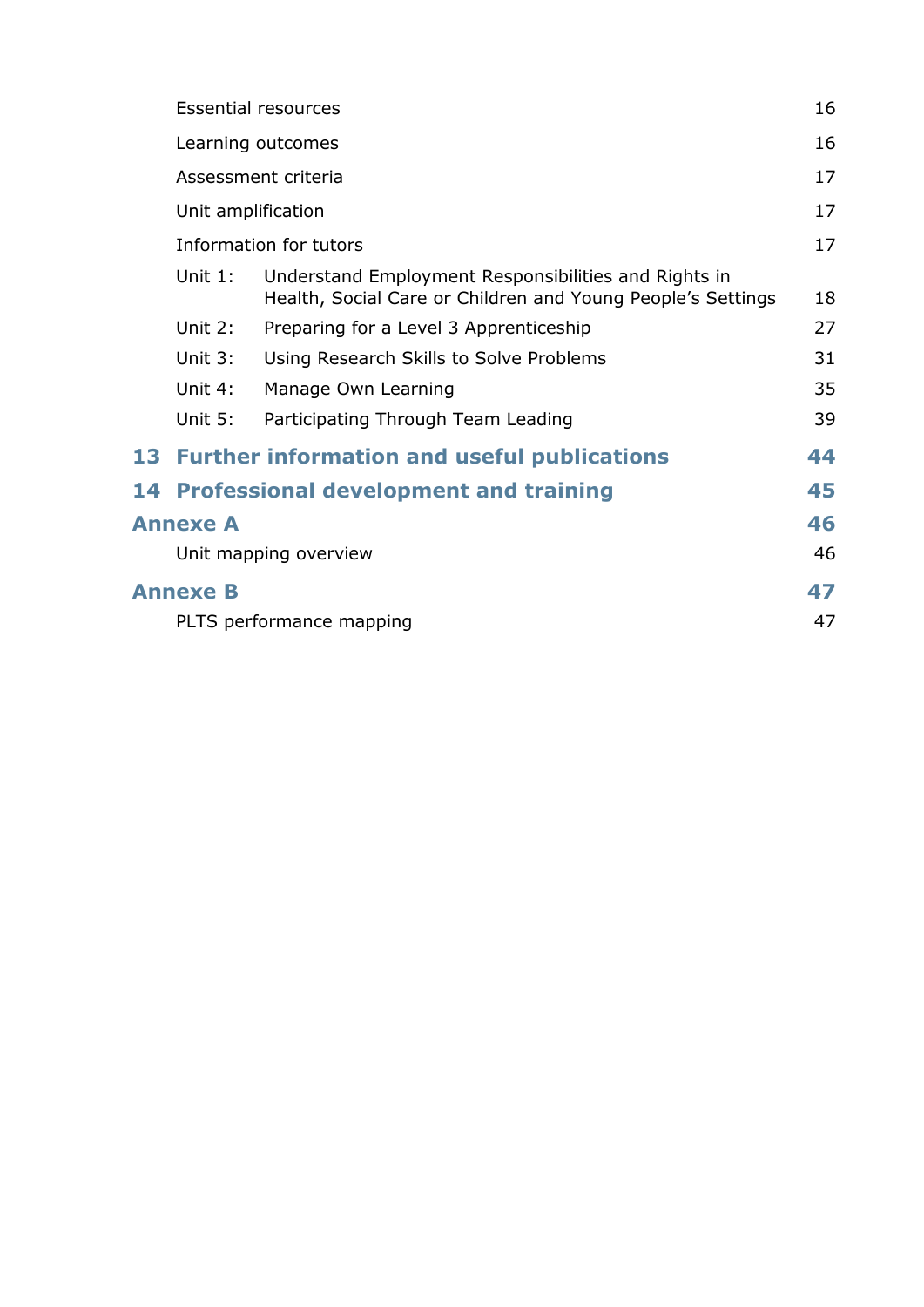Essential resources 16

Learning outcomes 16

Assessment criteria 17

Unit amplification 17

Information for tutors 17

Unit 1: Understand Employment Responsibilities and Rights in Health, Social Care or Children and Young People's Settings 18

Unit 2: Preparing for a Level 3 Apprenticeship 27

Unit 3: Using Research Skills to Solve Problems 31

Unit 4: Manage Own Learning 35

Unit 5: Participating Through Team Leading 39

**13 Further information and useful publications 44**

**14 Professional development and training 45**

**Annexe A 46**

Unit mapping overview 46

**Annexe B 47**

PLTS performance mapping 47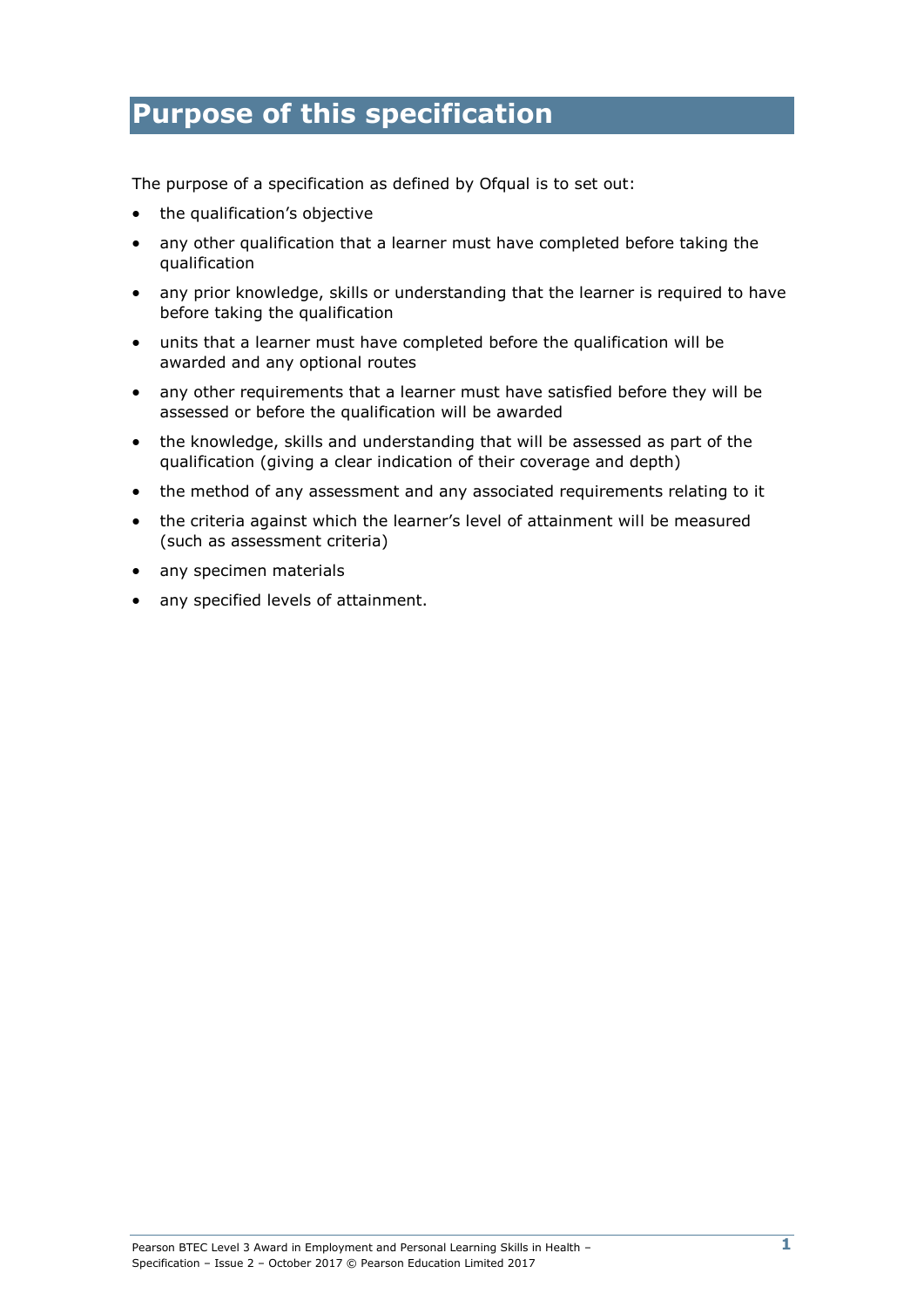# Purpose of this specification

The purpose of a specification as defined by Ofqual is to set out:

- the qualification's objective
- any other qualification that a learner must have completed before taking the qualification
- any prior knowledge, skills or understanding that the learner is required to have before taking the qualification
- units that a learner must have completed before the qualification will be awarded and any optional routes
- any other requirements that a learner must have satisfied before they will be assessed or before the qualification will be awarded
- the knowledge, skills and understanding that will be assessed as part of the qualification (giving a clear indication of their coverage and depth)
- the method of any assessment and any associated requirements relating to it
- the criteria against which the learner's level of attainment will be measured (such as assessment criteria)
- any specimen materials
- any specified levels of attainment.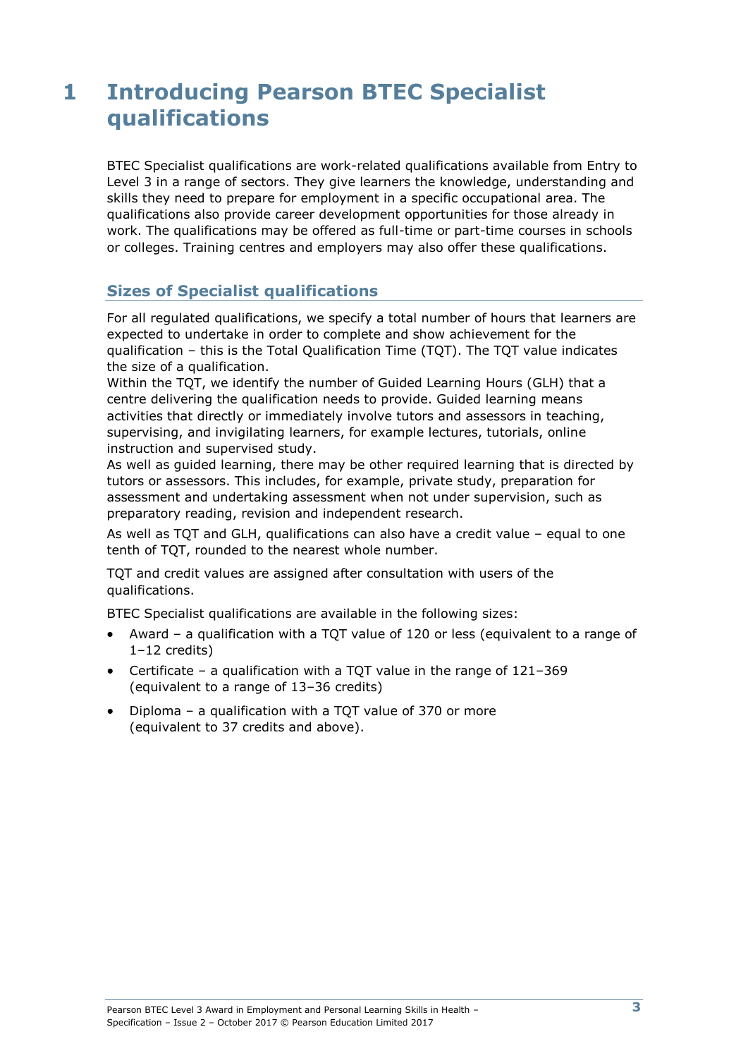# 1 Introducing Pearson BTEC Specialist qualifications

BTEC Specialist qualifications are work-related qualifications available from Entry to Level 3 in a range of sectors. They give learners the knowledge, understanding and skills they need to prepare for employment in a specific occupational area. The qualifications also provide career development opportunities for those already in work. The qualifications may be offered as full-time or part-time courses in schools or colleges. Training centres and employers may also offer these qualifications.

## Sizes of Specialist qualifications

For all regulated qualifications, we specify a total number of hours that learners are expected to undertake in order to complete and show achievement for the qualification – this is the Total Qualification Time (TQT). The TQT value indicates the size of a qualification.

Within the TQT, we identify the number of Guided Learning Hours (GLH) that a centre delivering the qualification needs to provide. Guided learning means activities that directly or immediately involve tutors and assessors in teaching, supervising, and invigilating learners, for example lectures, tutorials, online instruction and supervised study.

As well as guided learning, there may be other required learning that is directed by tutors or assessors. This includes, for example, private study, preparation for assessment and undertaking assessment when not under supervision, such as preparatory reading, revision and independent research.

As well as TQT and GLH, qualifications can also have a credit value – equal to one tenth of TQT, rounded to the nearest whole number.

TQT and credit values are assigned after consultation with users of the qualifications.

BTEC Specialist qualifications are available in the following sizes:

- Award – a qualification with a TQT value of 120 or less (equivalent to a range of 1–12 credits)
- Certificate – a qualification with a TQT value in the range of 121–369 (equivalent to a range of 13–36 credits)
- Diploma – a qualification with a TQT value of 370 or more (equivalent to 37 credits and above).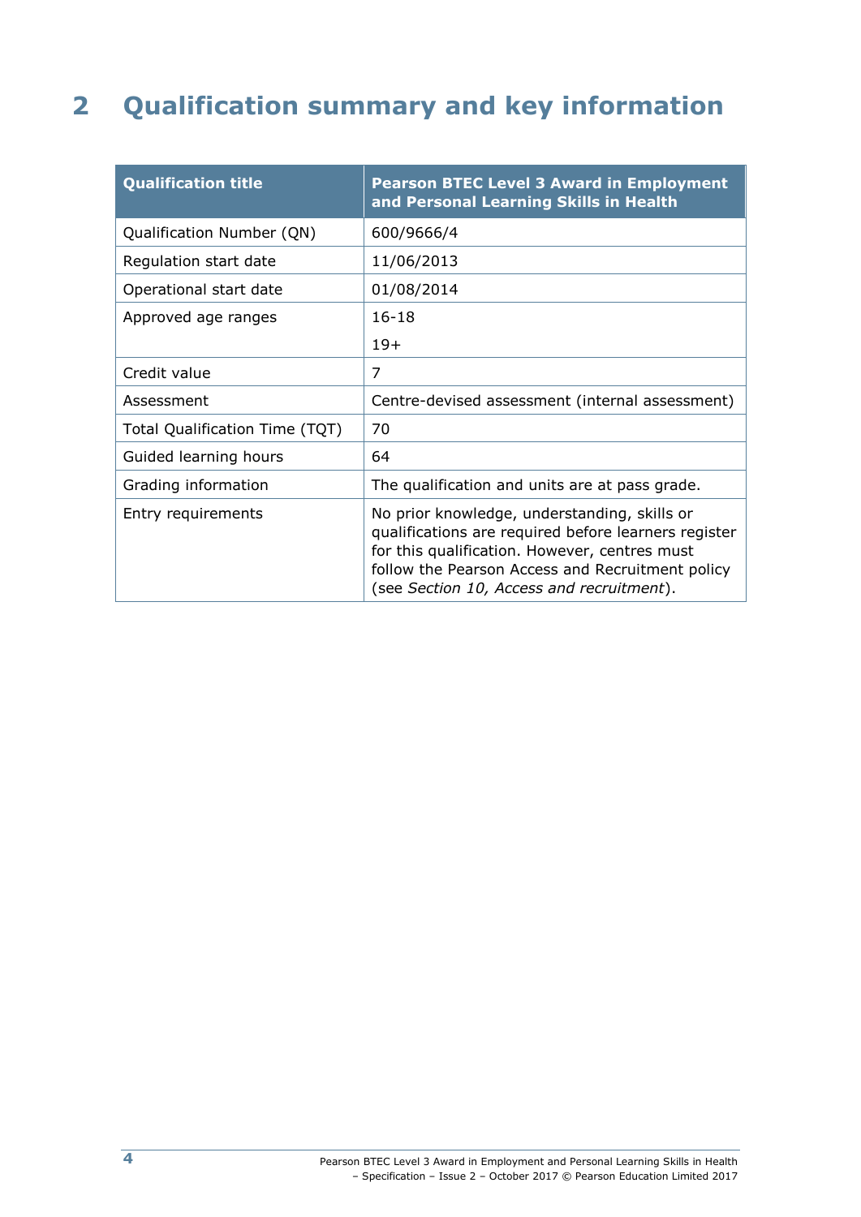# 2 Qualification summary and key information

| Qualification title | Pearson BTEC Level 3 Award in Employment and Personal Learning Skills in Health |
|---|---|
| Qualification Number (QN) | 600/9666/4 |
| Regulation start date | 11/06/2013 |
| Operational start date | 01/08/2014 |
| Approved age ranges | 16-18<br>19+ |
| Credit value | 7 |
| Assessment | Centre-devised assessment (internal assessment) |
| Total Qualification Time (TQT) | 70 |
| Guided learning hours | 64 |
| Grading information | The qualification and units are at pass grade. |
| Entry requirements | No prior knowledge, understanding, skills or qualifications are required before learners register for this qualification. However, centres must follow the Pearson Access and Recruitment policy (see *Section 10, Access and recruitment*). |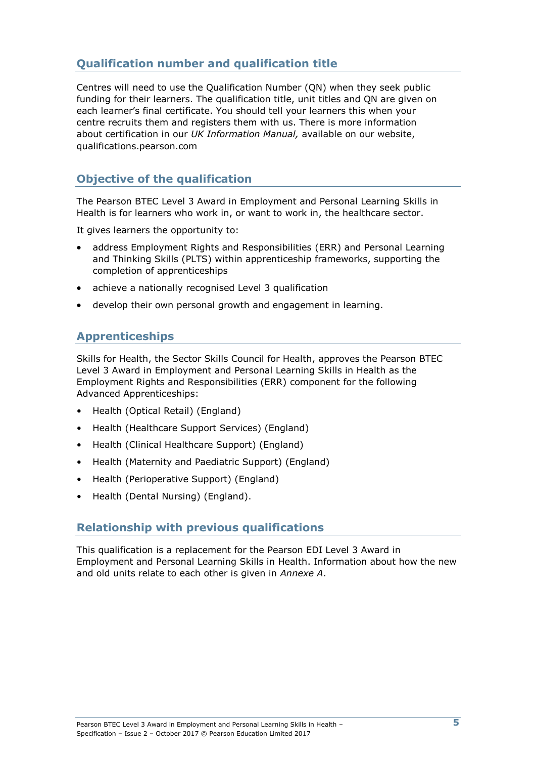## Qualification number and qualification title

Centres will need to use the Qualification Number (QN) when they seek public funding for their learners. The qualification title, unit titles and QN are given on each learner's final certificate. You should tell your learners this when your centre recruits them and registers them with us. There is more information about certification in our *UK Information Manual,* available on our website, qualifications.pearson.com

## Objective of the qualification

The Pearson BTEC Level 3 Award in Employment and Personal Learning Skills in Health is for learners who work in, or want to work in, the healthcare sector.

It gives learners the opportunity to:

- address Employment Rights and Responsibilities (ERR) and Personal Learning and Thinking Skills (PLTS) within apprenticeship frameworks, supporting the completion of apprenticeships
- achieve a nationally recognised Level 3 qualification
- develop their own personal growth and engagement in learning.

## Apprenticeships

Skills for Health, the Sector Skills Council for Health, approves the Pearson BTEC Level 3 Award in Employment and Personal Learning Skills in Health as the Employment Rights and Responsibilities (ERR) component for the following Advanced Apprenticeships:

- Health (Optical Retail) (England)
- Health (Healthcare Support Services) (England)
- Health (Clinical Healthcare Support) (England)
- Health (Maternity and Paediatric Support) (England)
- Health (Perioperative Support) (England)
- Health (Dental Nursing) (England).

## Relationship with previous qualifications

This qualification is a replacement for the Pearson EDI Level 3 Award in Employment and Personal Learning Skills in Health. Information about how the new and old units relate to each other is given in *Annexe A*.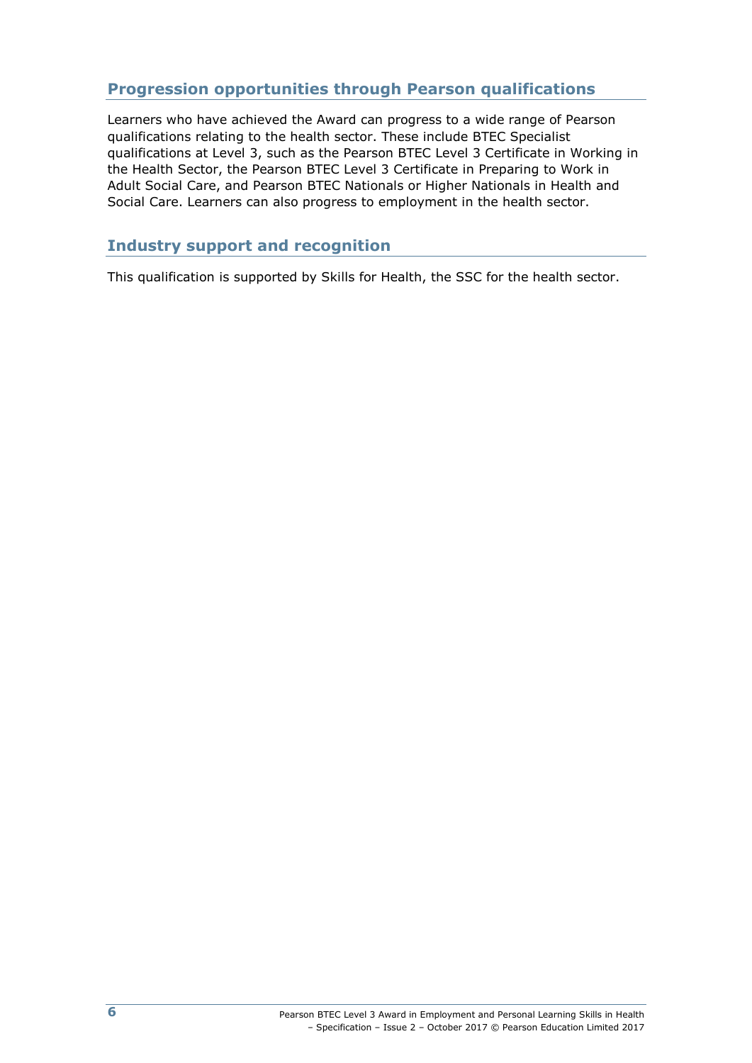## Progression opportunities through Pearson qualifications

Learners who have achieved the Award can progress to a wide range of Pearson qualifications relating to the health sector. These include BTEC Specialist qualifications at Level 3, such as the Pearson BTEC Level 3 Certificate in Working in the Health Sector, the Pearson BTEC Level 3 Certificate in Preparing to Work in Adult Social Care, and Pearson BTEC Nationals or Higher Nationals in Health and Social Care. Learners can also progress to employment in the health sector.

## Industry support and recognition

This qualification is supported by Skills for Health, the SSC for the health sector.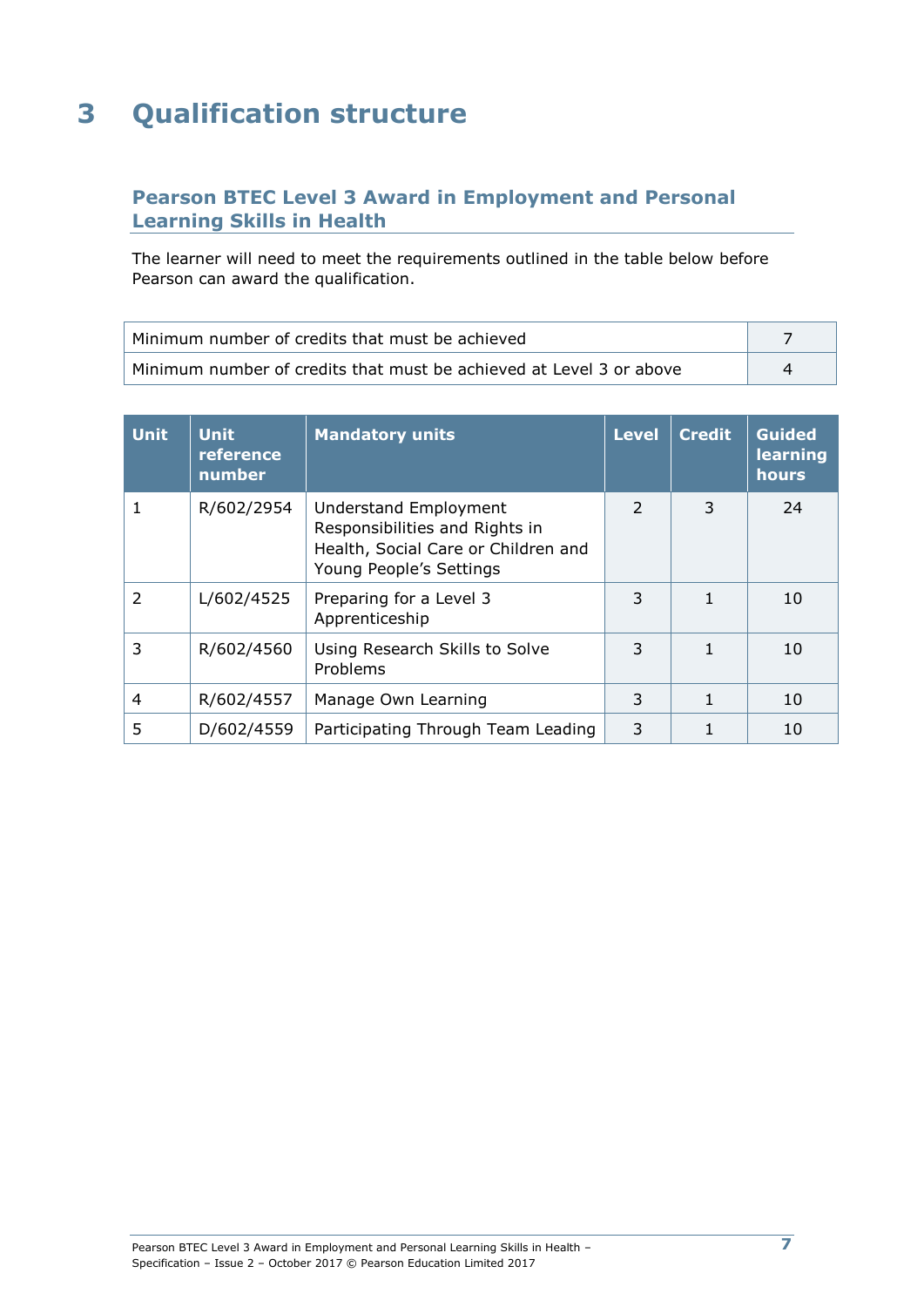# 3 Qualification structure

## Pearson BTEC Level 3 Award in Employment and Personal Learning Skills in Health

The learner will need to meet the requirements outlined in the table below before Pearson can award the qualification.

| | |
|---|---|
| Minimum number of credits that must be achieved | 7 |
| Minimum number of credits that must be achieved at Level 3 or above | 4 |

| Unit | Unit reference number | Mandatory units | Level | Credit | Guided learning hours |
|---|---|---|---|---|---|
| 1 | R/602/2954 | Understand Employment Responsibilities and Rights in Health, Social Care or Children and Young People's Settings | 2 | 3 | 24 |
| 2 | L/602/4525 | Preparing for a Level 3 Apprenticeship | 3 | 1 | 10 |
| 3 | R/602/4560 | Using Research Skills to Solve Problems | 3 | 1 | 10 |
| 4 | R/602/4557 | Manage Own Learning | 3 | 1 | 10 |
| 5 | D/602/4559 | Participating Through Team Leading | 3 | 1 | 10 |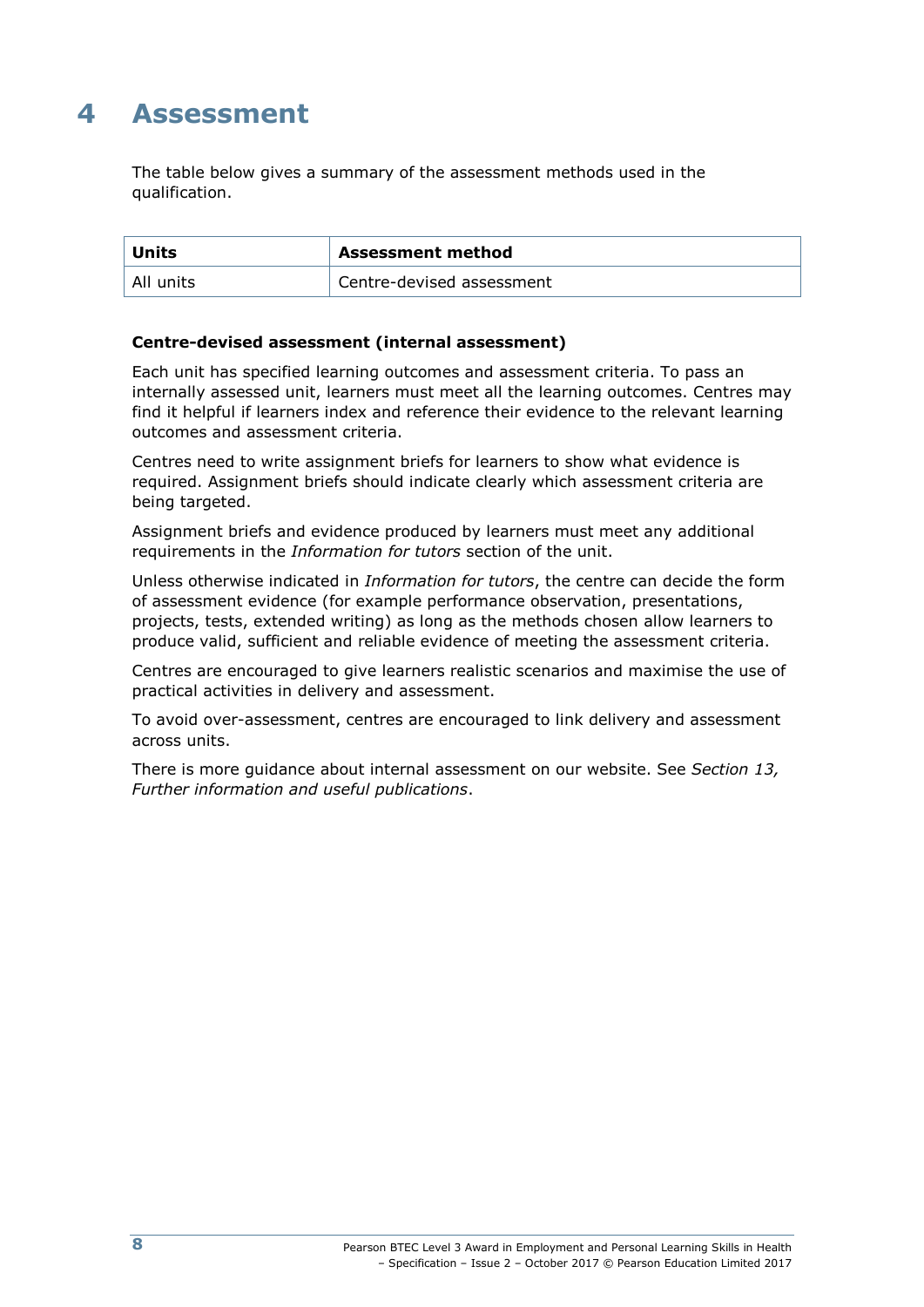# 4 Assessment

The table below gives a summary of the assessment methods used in the qualification.

| Units | Assessment method |
| --- | --- |
| All units | Centre-devised assessment |

**Centre-devised assessment (internal assessment)**

Each unit has specified learning outcomes and assessment criteria. To pass an internally assessed unit, learners must meet all the learning outcomes. Centres may find it helpful if learners index and reference their evidence to the relevant learning outcomes and assessment criteria.

Centres need to write assignment briefs for learners to show what evidence is required. Assignment briefs should indicate clearly which assessment criteria are being targeted.

Assignment briefs and evidence produced by learners must meet any additional requirements in the *Information for tutors* section of the unit.

Unless otherwise indicated in *Information for tutors*, the centre can decide the form of assessment evidence (for example performance observation, presentations, projects, tests, extended writing) as long as the methods chosen allow learners to produce valid, sufficient and reliable evidence of meeting the assessment criteria.

Centres are encouraged to give learners realistic scenarios and maximise the use of practical activities in delivery and assessment.

To avoid over-assessment, centres are encouraged to link delivery and assessment across units.

There is more guidance about internal assessment on our website. See *Section 13, Further information and useful publications*.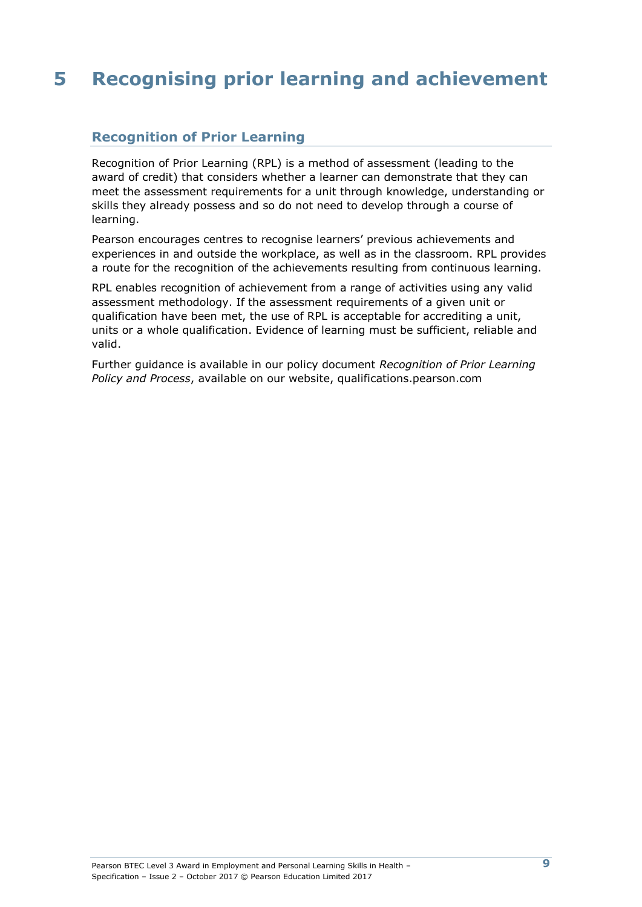# 5 Recognising prior learning and achievement

## Recognition of Prior Learning

Recognition of Prior Learning (RPL) is a method of assessment (leading to the award of credit) that considers whether a learner can demonstrate that they can meet the assessment requirements for a unit through knowledge, understanding or skills they already possess and so do not need to develop through a course of learning.

Pearson encourages centres to recognise learners' previous achievements and experiences in and outside the workplace, as well as in the classroom. RPL provides a route for the recognition of the achievements resulting from continuous learning.

RPL enables recognition of achievement from a range of activities using any valid assessment methodology. If the assessment requirements of a given unit or qualification have been met, the use of RPL is acceptable for accrediting a unit, units or a whole qualification. Evidence of learning must be sufficient, reliable and valid.

Further guidance is available in our policy document *Recognition of Prior Learning Policy and Process*, available on our website, qualifications.pearson.com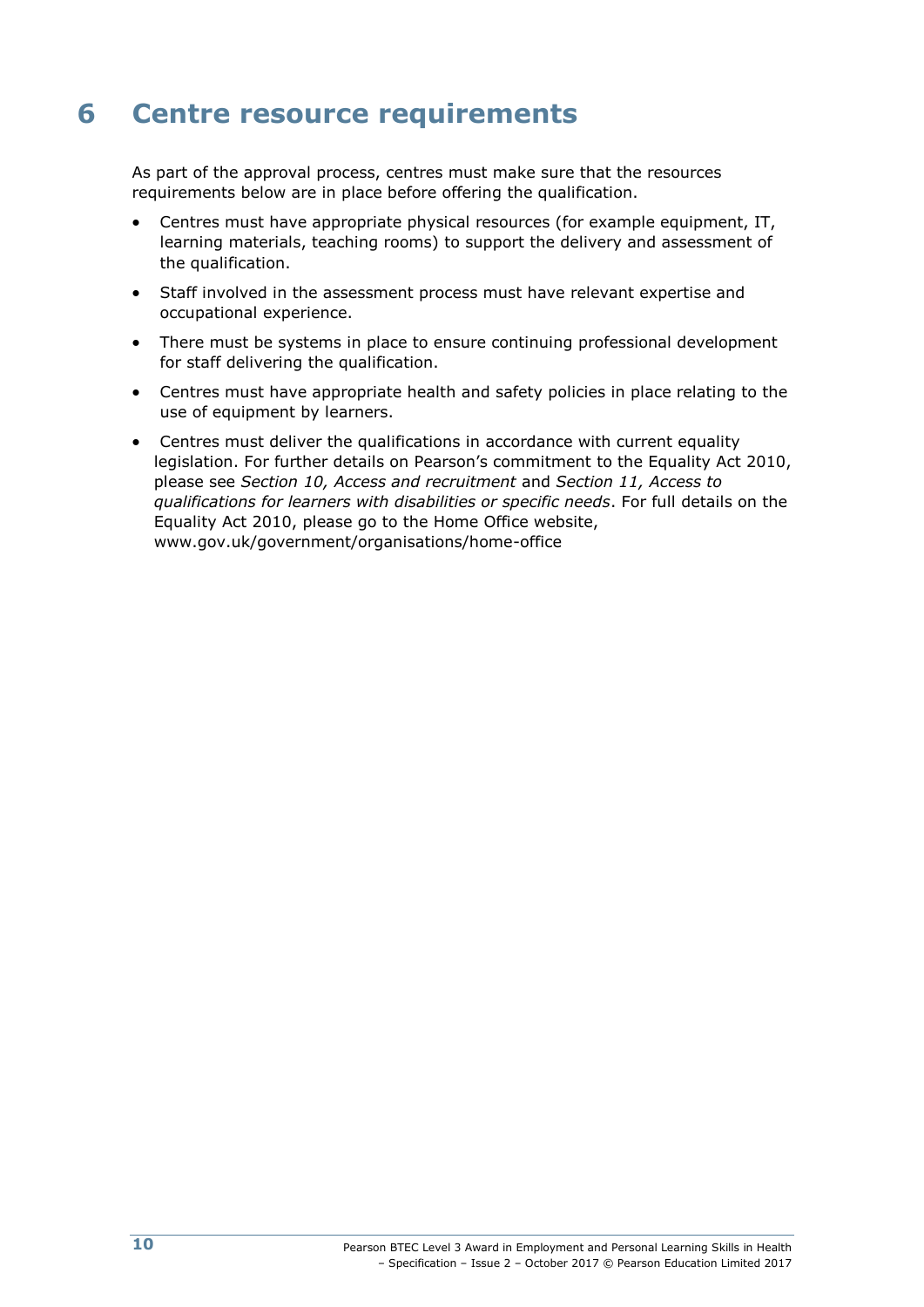# 6 Centre resource requirements

As part of the approval process, centres must make sure that the resources requirements below are in place before offering the qualification.

- Centres must have appropriate physical resources (for example equipment, IT, learning materials, teaching rooms) to support the delivery and assessment of the qualification.
- Staff involved in the assessment process must have relevant expertise and occupational experience.
- There must be systems in place to ensure continuing professional development for staff delivering the qualification.
- Centres must have appropriate health and safety policies in place relating to the use of equipment by learners.
- Centres must deliver the qualifications in accordance with current equality legislation. For further details on Pearson's commitment to the Equality Act 2010, please see *Section 10, Access and recruitment* and *Section 11, Access to qualifications for learners with disabilities or specific needs*. For full details on the Equality Act 2010, please go to the Home Office website, www.gov.uk/government/organisations/home-office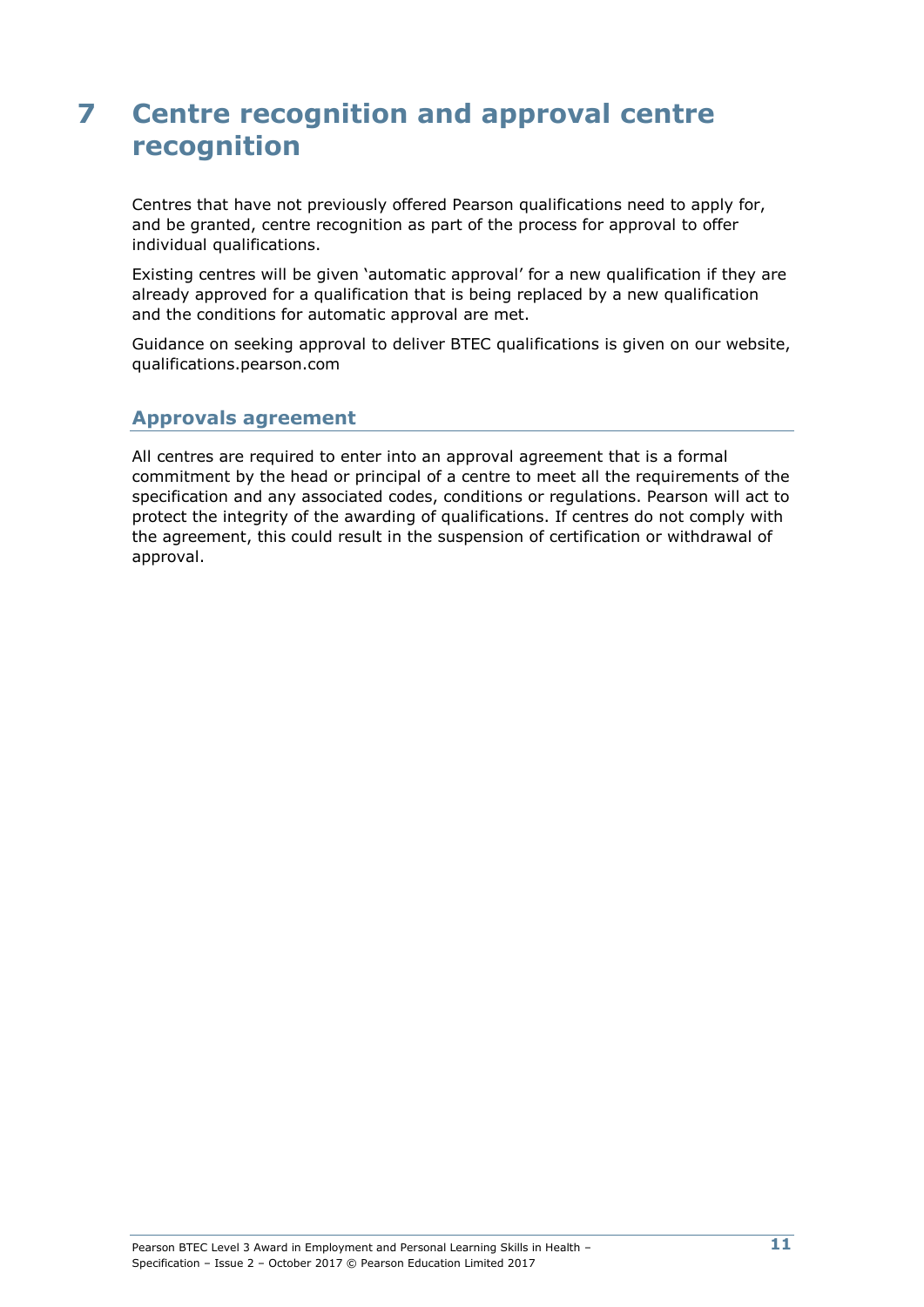# 7 Centre recognition and approval centre recognition

Centres that have not previously offered Pearson qualifications need to apply for, and be granted, centre recognition as part of the process for approval to offer individual qualifications.

Existing centres will be given 'automatic approval' for a new qualification if they are already approved for a qualification that is being replaced by a new qualification and the conditions for automatic approval are met.

Guidance on seeking approval to deliver BTEC qualifications is given on our website, qualifications.pearson.com

## Approvals agreement

All centres are required to enter into an approval agreement that is a formal commitment by the head or principal of a centre to meet all the requirements of the specification and any associated codes, conditions or regulations. Pearson will act to protect the integrity of the awarding of qualifications. If centres do not comply with the agreement, this could result in the suspension of certification or withdrawal of approval.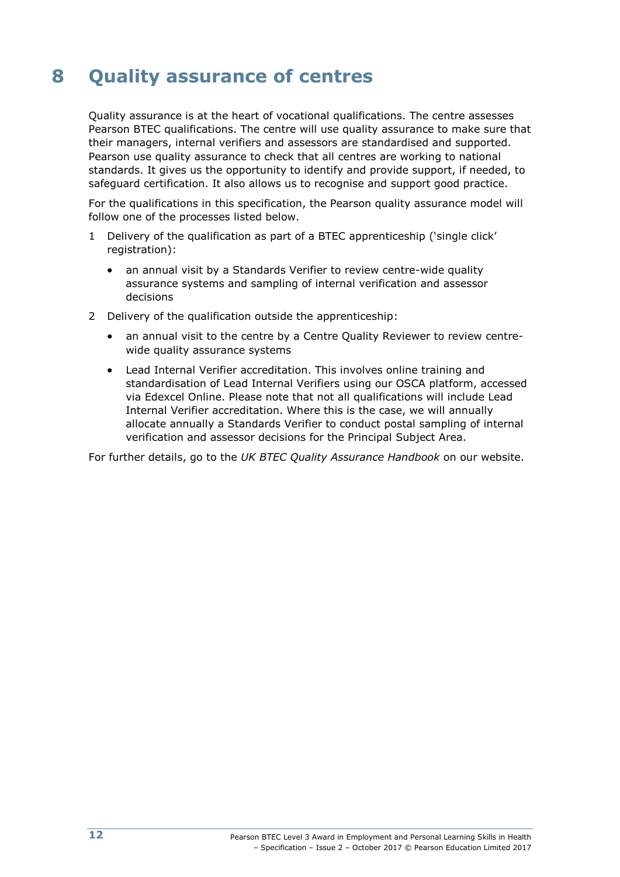# 8 Quality assurance of centres

Quality assurance is at the heart of vocational qualifications. The centre assesses Pearson BTEC qualifications. The centre will use quality assurance to make sure that their managers, internal verifiers and assessors are standardised and supported. Pearson use quality assurance to check that all centres are working to national standards. It gives us the opportunity to identify and provide support, if needed, to safeguard certification. It also allows us to recognise and support good practice.

For the qualifications in this specification, the Pearson quality assurance model will follow one of the processes listed below.

1. Delivery of the qualification as part of a BTEC apprenticeship ('single click' registration):
   - an annual visit by a Standards Verifier to review centre-wide quality assurance systems and sampling of internal verification and assessor decisions
2. Delivery of the qualification outside the apprenticeship:
   - an annual visit to the centre by a Centre Quality Reviewer to review centre-wide quality assurance systems
   - Lead Internal Verifier accreditation. This involves online training and standardisation of Lead Internal Verifiers using our OSCA platform, accessed via Edexcel Online. Please note that not all qualifications will include Lead Internal Verifier accreditation. Where this is the case, we will annually allocate annually a Standards Verifier to conduct postal sampling of internal verification and assessor decisions for the Principal Subject Area.

For further details, go to the *UK BTEC Quality Assurance Handbook* on our website.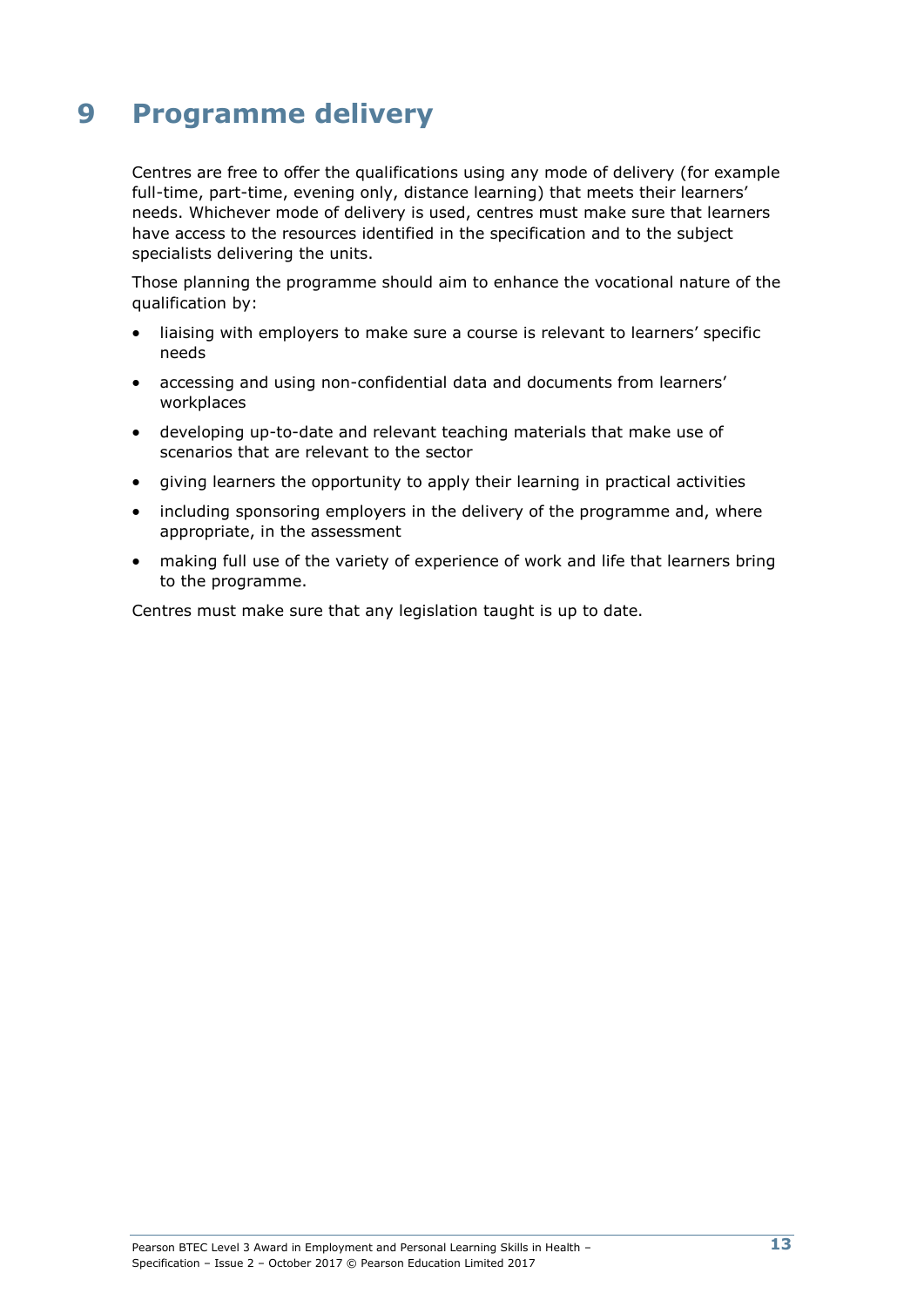# 9 Programme delivery

Centres are free to offer the qualifications using any mode of delivery (for example full-time, part-time, evening only, distance learning) that meets their learners' needs. Whichever mode of delivery is used, centres must make sure that learners have access to the resources identified in the specification and to the subject specialists delivering the units.

Those planning the programme should aim to enhance the vocational nature of the qualification by:

- liaising with employers to make sure a course is relevant to learners' specific needs
- accessing and using non-confidential data and documents from learners' workplaces
- developing up-to-date and relevant teaching materials that make use of scenarios that are relevant to the sector
- giving learners the opportunity to apply their learning in practical activities
- including sponsoring employers in the delivery of the programme and, where appropriate, in the assessment
- making full use of the variety of experience of work and life that learners bring to the programme.

Centres must make sure that any legislation taught is up to date.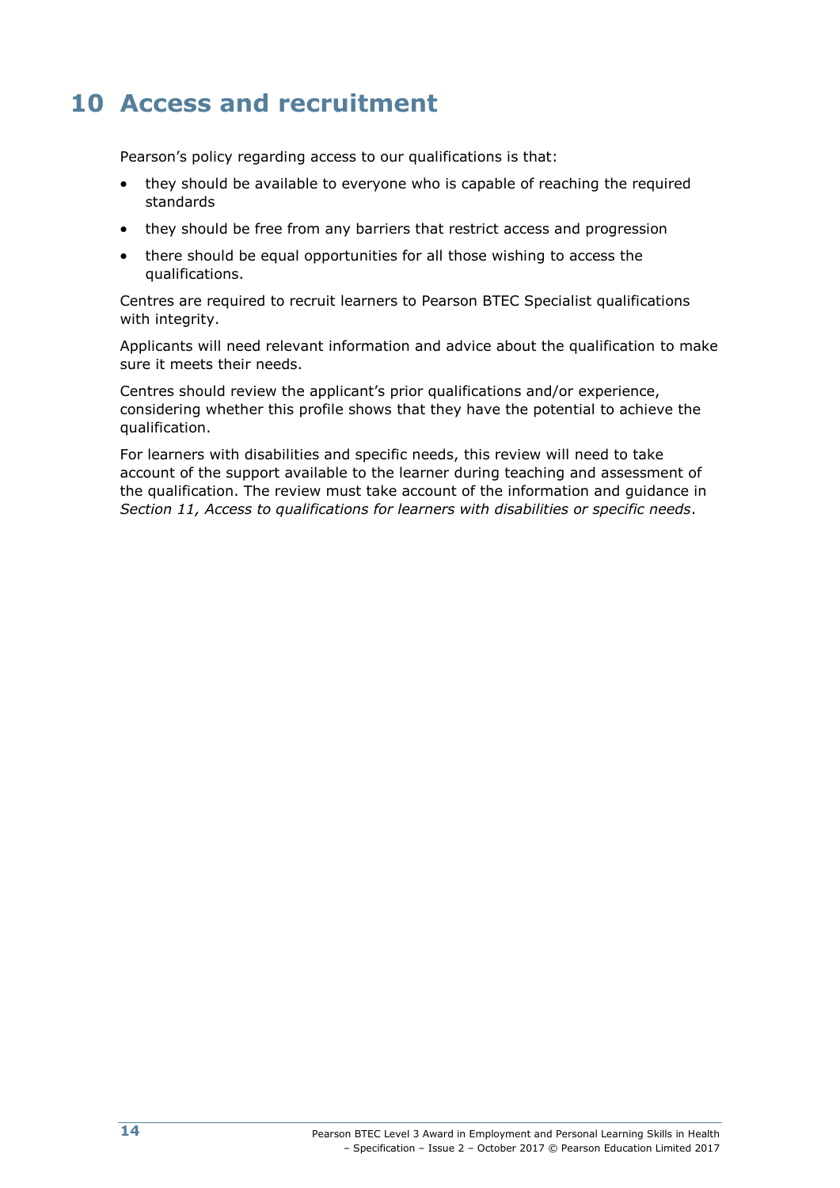# 10 Access and recruitment

Pearson's policy regarding access to our qualifications is that:

- they should be available to everyone who is capable of reaching the required standards
- they should be free from any barriers that restrict access and progression
- there should be equal opportunities for all those wishing to access the qualifications.

Centres are required to recruit learners to Pearson BTEC Specialist qualifications with integrity.

Applicants will need relevant information and advice about the qualification to make sure it meets their needs.

Centres should review the applicant's prior qualifications and/or experience, considering whether this profile shows that they have the potential to achieve the qualification.

For learners with disabilities and specific needs, this review will need to take account of the support available to the learner during teaching and assessment of the qualification. The review must take account of the information and guidance in *Section 11, Access to qualifications for learners with disabilities or specific needs*.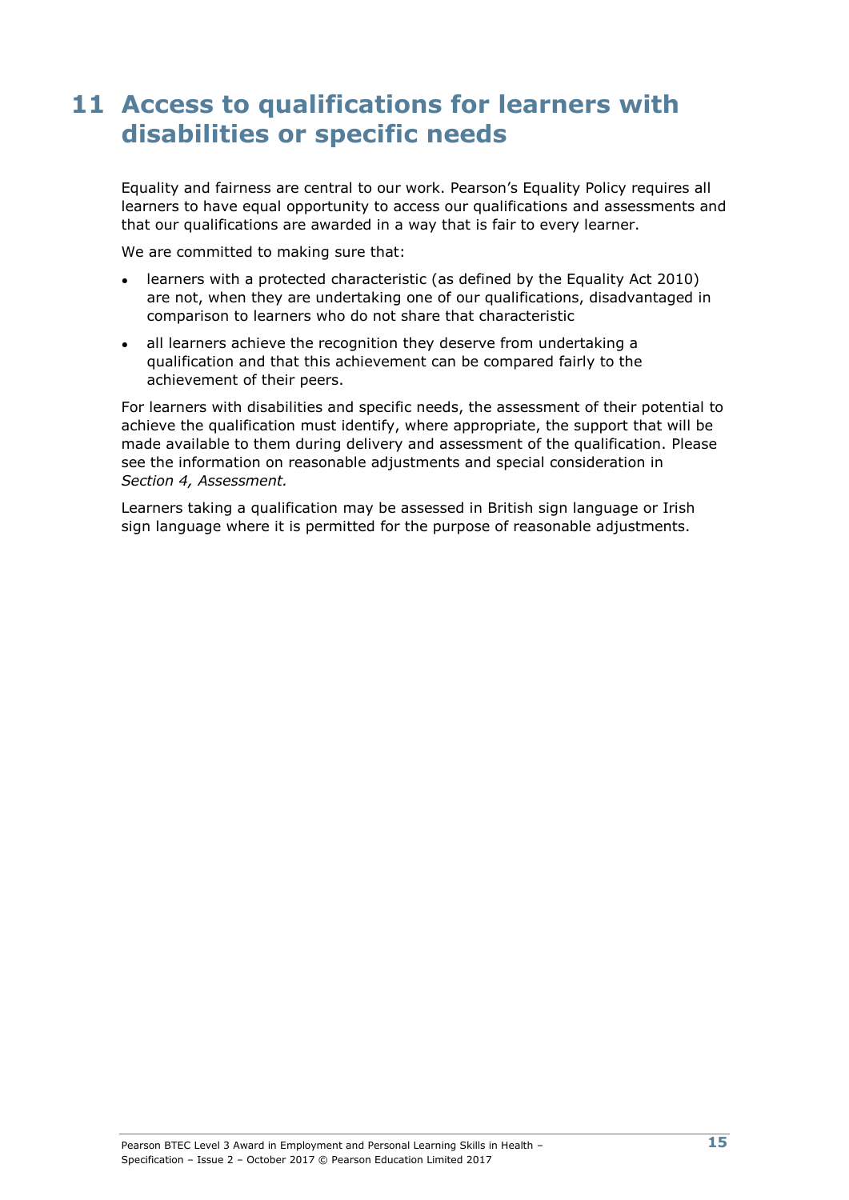# 11 Access to qualifications for learners with disabilities or specific needs

Equality and fairness are central to our work. Pearson's Equality Policy requires all learners to have equal opportunity to access our qualifications and assessments and that our qualifications are awarded in a way that is fair to every learner.

We are committed to making sure that:

- learners with a protected characteristic (as defined by the Equality Act 2010) are not, when they are undertaking one of our qualifications, disadvantaged in comparison to learners who do not share that characteristic
- all learners achieve the recognition they deserve from undertaking a qualification and that this achievement can be compared fairly to the achievement of their peers.

For learners with disabilities and specific needs, the assessment of their potential to achieve the qualification must identify, where appropriate, the support that will be made available to them during delivery and assessment of the qualification. Please see the information on reasonable adjustments and special consideration in *Section 4, Assessment.*

Learners taking a qualification may be assessed in British sign language or Irish sign language where it is permitted for the purpose of reasonable adjustments.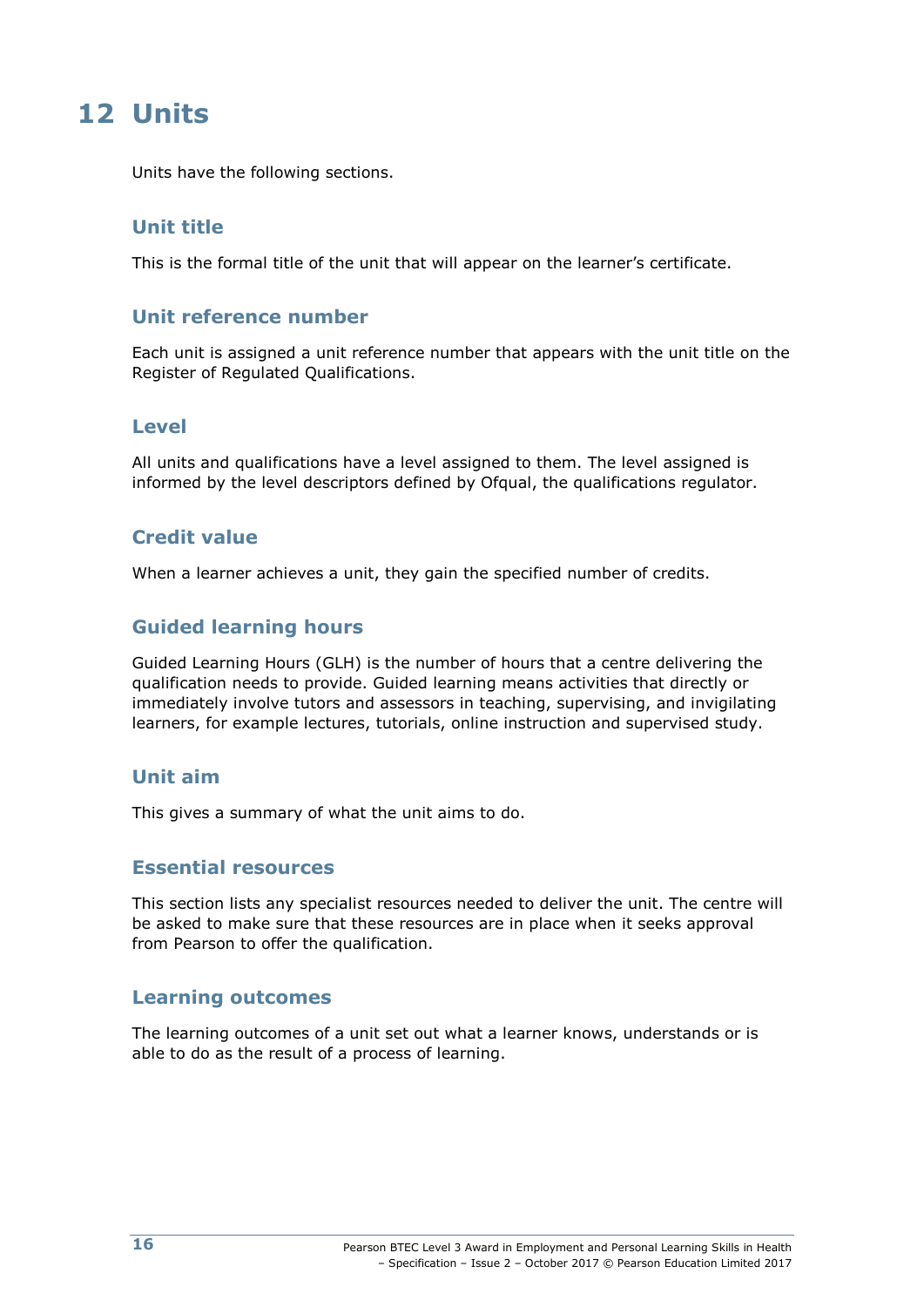# 12 Units

Units have the following sections.

## Unit title

This is the formal title of the unit that will appear on the learner's certificate.

## Unit reference number

Each unit is assigned a unit reference number that appears with the unit title on the Register of Regulated Qualifications.

## Level

All units and qualifications have a level assigned to them. The level assigned is informed by the level descriptors defined by Ofqual, the qualifications regulator.

## Credit value

When a learner achieves a unit, they gain the specified number of credits.

## Guided learning hours

Guided Learning Hours (GLH) is the number of hours that a centre delivering the qualification needs to provide. Guided learning means activities that directly or immediately involve tutors and assessors in teaching, supervising, and invigilating learners, for example lectures, tutorials, online instruction and supervised study.

## Unit aim

This gives a summary of what the unit aims to do.

## Essential resources

This section lists any specialist resources needed to deliver the unit. The centre will be asked to make sure that these resources are in place when it seeks approval from Pearson to offer the qualification.

## Learning outcomes

The learning outcomes of a unit set out what a learner knows, understands or is able to do as the result of a process of learning.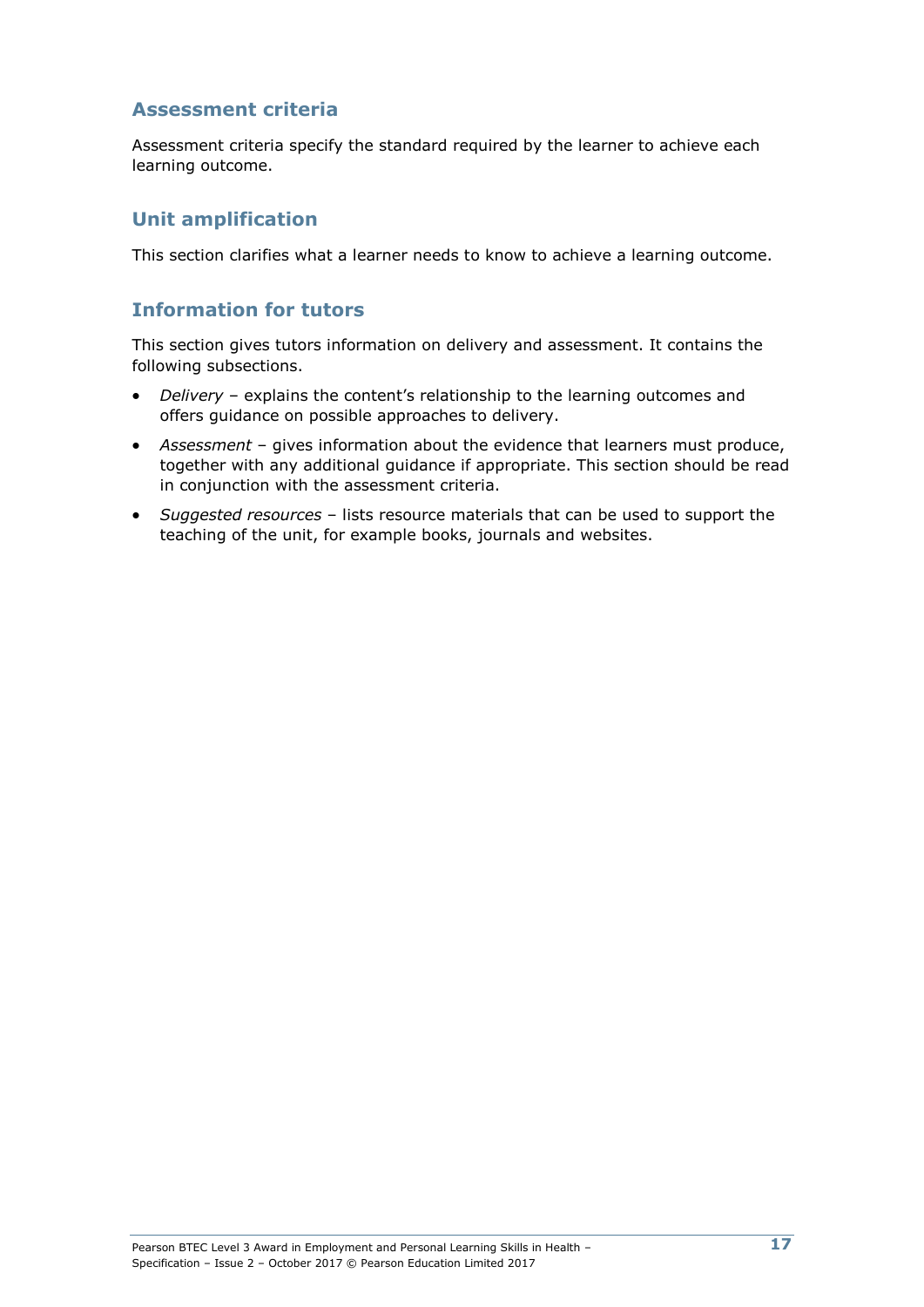## Assessment criteria

Assessment criteria specify the standard required by the learner to achieve each learning outcome.

## Unit amplification

This section clarifies what a learner needs to know to achieve a learning outcome.

## Information for tutors

This section gives tutors information on delivery and assessment. It contains the following subsections.

- *Delivery* – explains the content's relationship to the learning outcomes and offers guidance on possible approaches to delivery.
- *Assessment* – gives information about the evidence that learners must produce, together with any additional guidance if appropriate. This section should be read in conjunction with the assessment criteria.
- *Suggested resources* – lists resource materials that can be used to support the teaching of the unit, for example books, journals and websites.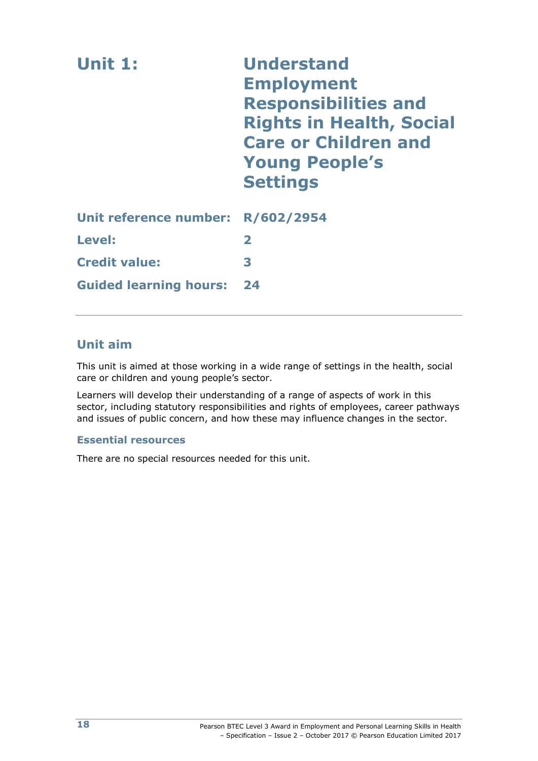# Unit 1: Understand Employment Responsibilities and Rights in Health, Social Care or Children and Young People's Settings

| | |
|---|---|
| **Unit reference number:** | **R/602/2954** |
| **Level:** | **2** |
| **Credit value:** | **3** |
| **Guided learning hours:** | **24** |

## Unit aim

This unit is aimed at those working in a wide range of settings in the health, social care or children and young people's sector.

Learners will develop their understanding of a range of aspects of work in this sector, including statutory responsibilities and rights of employees, career pathways and issues of public concern, and how these may influence changes in the sector.

### Essential resources

There are no special resources needed for this unit.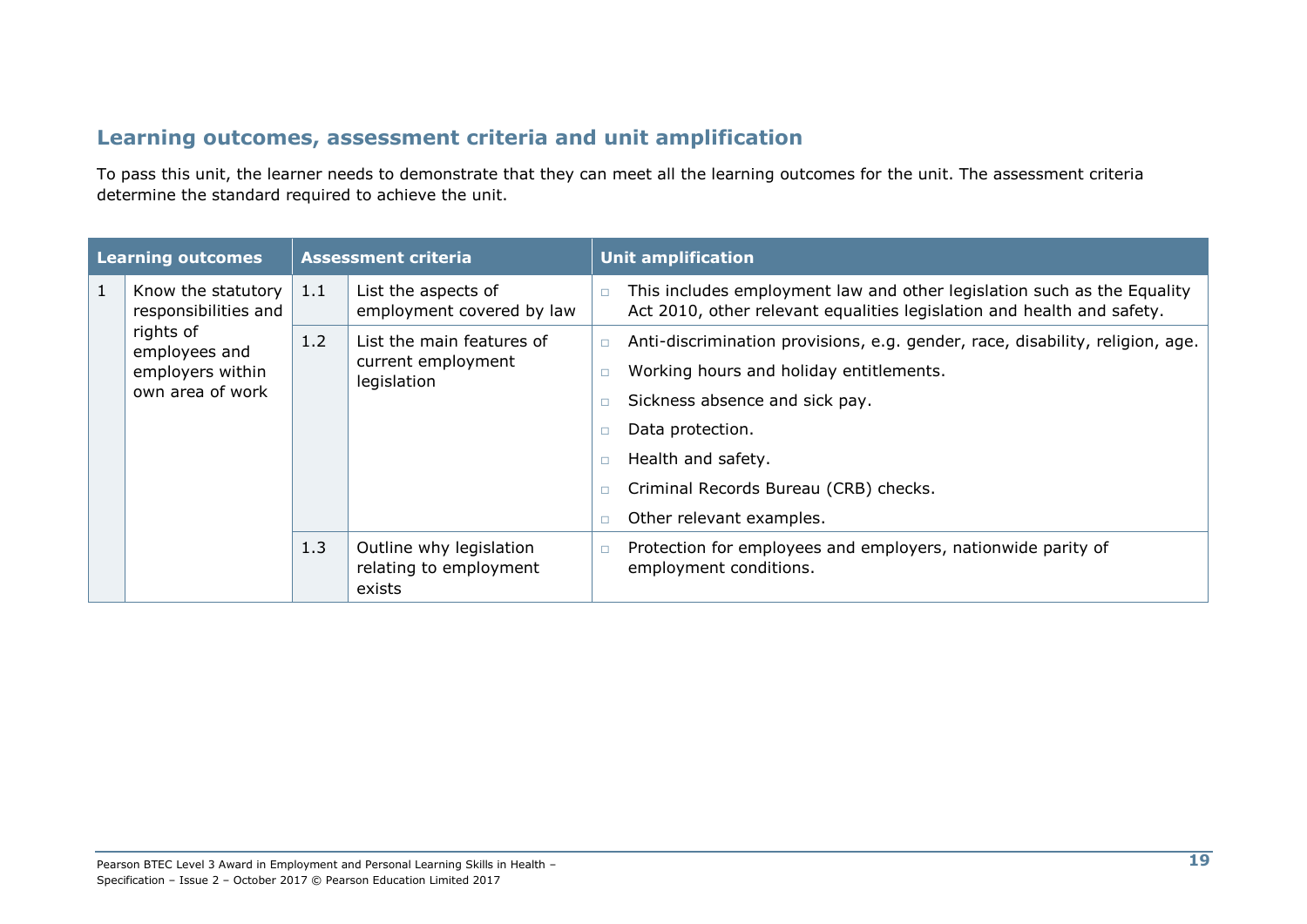## Learning outcomes, assessment criteria and unit amplification

To pass this unit, the learner needs to demonstrate that they can meet all the learning outcomes for the unit. The assessment criteria determine the standard required to achieve the unit.

| Learning outcomes | | Assessment criteria | | Unit amplification |
|---|---|---|---|---|
| 1 | Know the statutory responsibilities and rights of employees and employers within own area of work | 1.1 | List the aspects of employment covered by law | □ This includes employment law and other legislation such as the Equality Act 2010, other relevant equalities legislation and health and safety. |
| | | 1.2 | List the main features of current employment legislation | □ Anti-discrimination provisions, e.g. gender, race, disability, religion, age.<br>□ Working hours and holiday entitlements.<br>□ Sickness absence and sick pay.<br>□ Data protection.<br>□ Health and safety.<br>□ Criminal Records Bureau (CRB) checks.<br>□ Other relevant examples. |
| | | 1.3 | Outline why legislation relating to employment exists | □ Protection for employees and employers, nationwide parity of employment conditions. |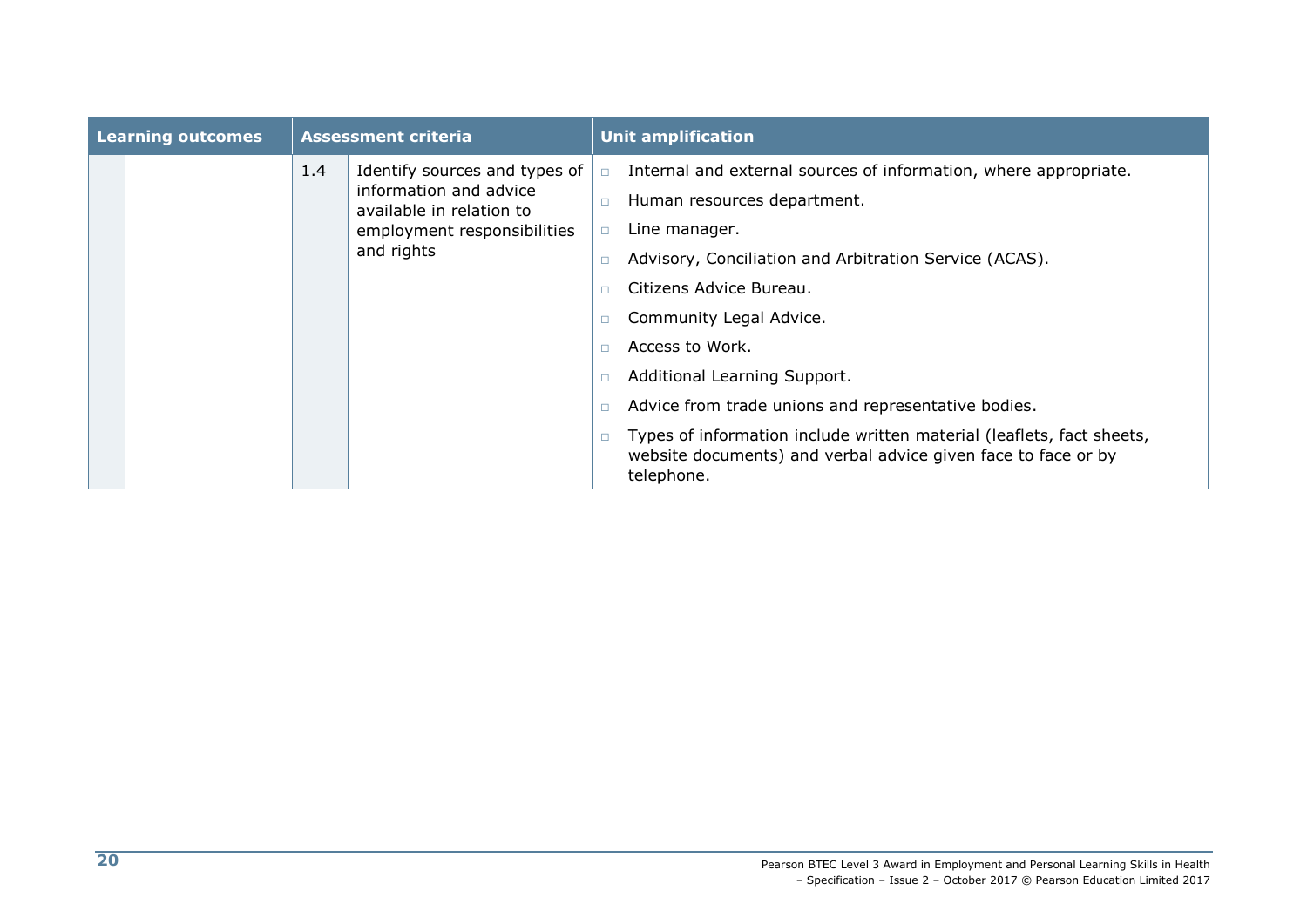| Learning outcomes | | Assessment criteria | | Unit amplification |
|---|---|---|---|---|
| | | 1.4 | Identify sources and types of information and advice available in relation to employment responsibilities and rights | □ Internal and external sources of information, where appropriate.<br>□ Human resources department.<br>□ Line manager.<br>□ Advisory, Conciliation and Arbitration Service (ACAS).<br>□ Citizens Advice Bureau.<br>□ Community Legal Advice.<br>□ Access to Work.<br>□ Additional Learning Support.<br>□ Advice from trade unions and representative bodies.<br>□ Types of information include written material (leaflets, fact sheets, website documents) and verbal advice given face to face or by telephone. |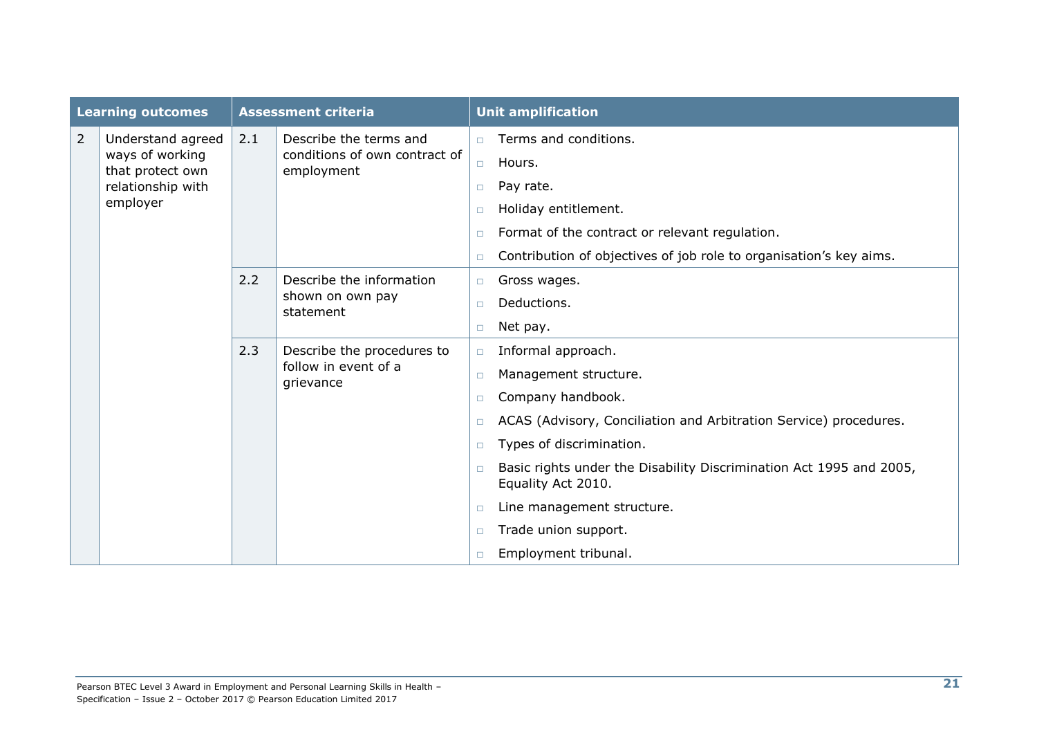| Learning outcomes | | Assessment criteria | | Unit amplification |
|---|---|---|---|---|
| 2 | Understand agreed ways of working that protect own relationship with employer | 2.1 | Describe the terms and conditions of own contract of employment | □ Terms and conditions.<br>□ Hours.<br>□ Pay rate.<br>□ Holiday entitlement.<br>□ Format of the contract or relevant regulation.<br>□ Contribution of objectives of job role to organisation's key aims. |
| | | 2.2 | Describe the information shown on own pay statement | □ Gross wages.<br>□ Deductions.<br>□ Net pay. |
| | | 2.3 | Describe the procedures to follow in event of a grievance | □ Informal approach.<br>□ Management structure.<br>□ Company handbook.<br>□ ACAS (Advisory, Conciliation and Arbitration Service) procedures.<br>□ Types of discrimination.<br>□ Basic rights under the Disability Discrimination Act 1995 and 2005, Equality Act 2010.<br>□ Line management structure.<br>□ Trade union support.<br>□ Employment tribunal. |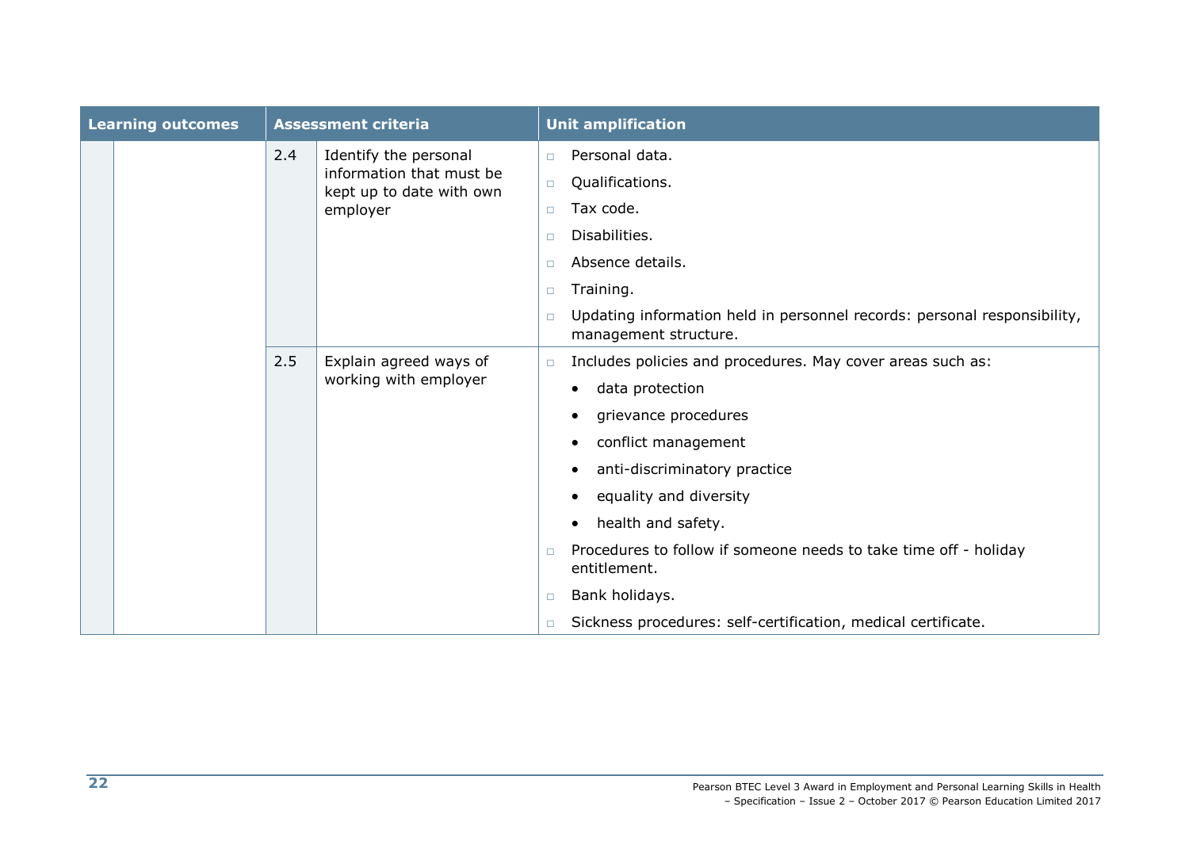| Learning outcomes | | Assessment criteria | | Unit amplification |
|---|---|---|---|---|
| | | 2.4 | Identify the personal information that must be kept up to date with own employer | ▫ Personal data.<br>▫ Qualifications.<br>▫ Tax code.<br>▫ Disabilities.<br>▫ Absence details.<br>▫ Training.<br>▫ Updating information held in personnel records: personal responsibility, management structure. |
| | | 2.5 | Explain agreed ways of working with employer | ▫ Includes policies and procedures. May cover areas such as:<br>• data protection<br>• grievance procedures<br>• conflict management<br>• anti-discriminatory practice<br>• equality and diversity<br>• health and safety.<br>▫ Procedures to follow if someone needs to take time off - holiday entitlement.<br>▫ Bank holidays.<br>▫ Sickness procedures: self-certification, medical certificate. |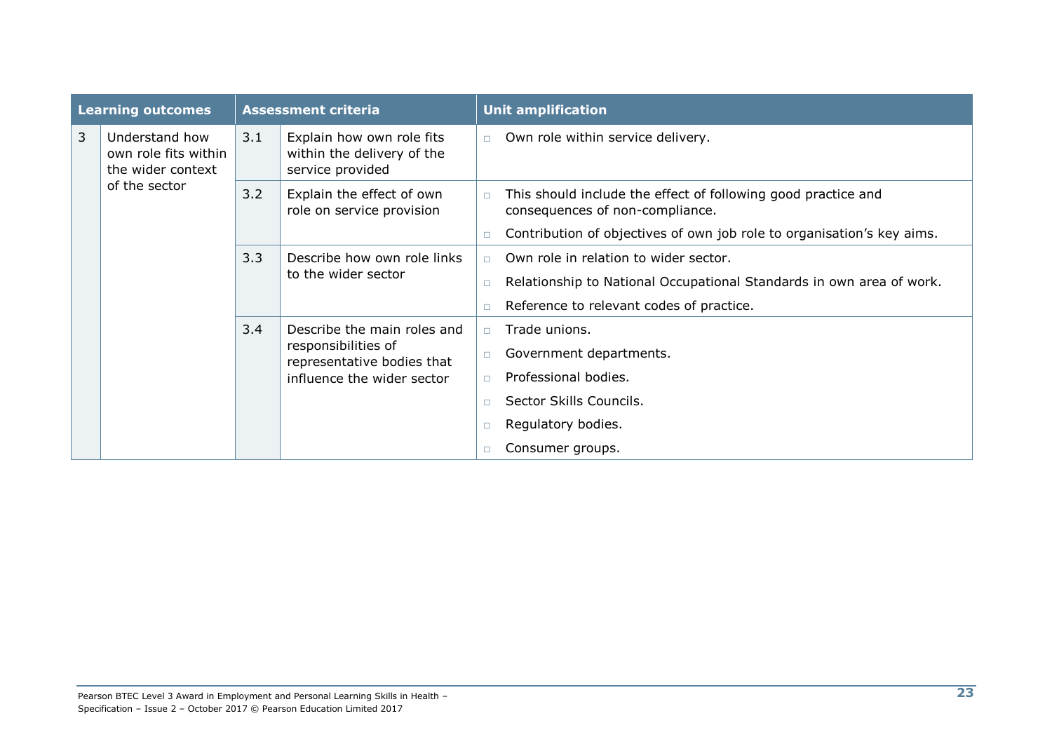| Learning outcomes | | Assessment criteria | | Unit amplification |
|---|---|---|---|---|
| 3 | Understand how own role fits within the wider context of the sector | 3.1 | Explain how own role fits within the delivery of the service provided | □ Own role within service delivery. |
| | | 3.2 | Explain the effect of own role on service provision | □ This should include the effect of following good practice and consequences of non-compliance.<br>□ Contribution of objectives of own job role to organisation's key aims. |
| | | 3.3 | Describe how own role links to the wider sector | □ Own role in relation to wider sector.<br>□ Relationship to National Occupational Standards in own area of work.<br>□ Reference to relevant codes of practice. |
| | | 3.4 | Describe the main roles and responsibilities of representative bodies that influence the wider sector | □ Trade unions.<br>□ Government departments.<br>□ Professional bodies.<br>□ Sector Skills Councils.<br>□ Regulatory bodies.<br>□ Consumer groups. |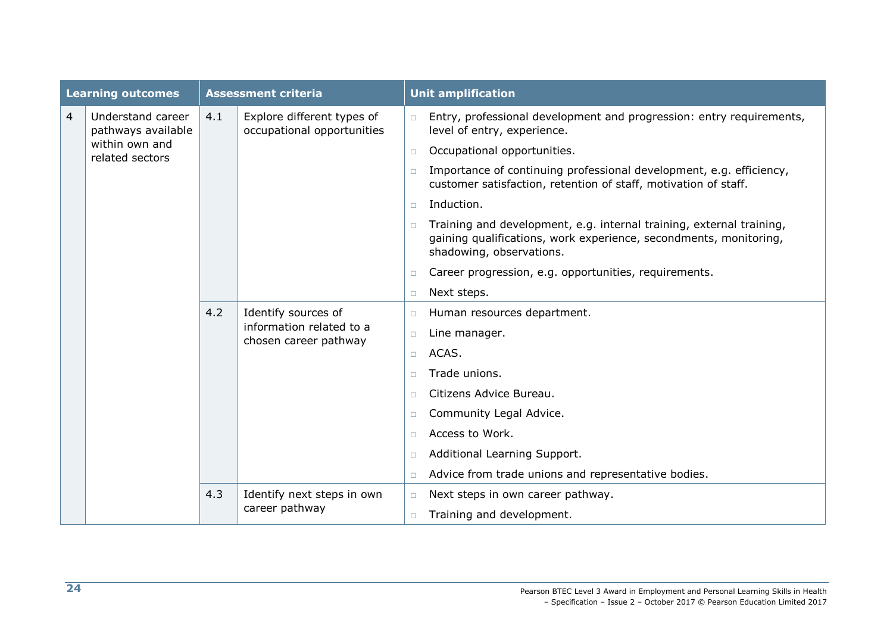| Learning outcomes | | Assessment criteria | | Unit amplification |
|---|---|---|---|---|
| 4 | Understand career pathways available within own and related sectors | 4.1 | Explore different types of occupational opportunities | □ Entry, professional development and progression: entry requirements, level of entry, experience.<br>□ Occupational opportunities.<br>□ Importance of continuing professional development, e.g. efficiency, customer satisfaction, retention of staff, motivation of staff.<br>□ Induction.<br>□ Training and development, e.g. internal training, external training, gaining qualifications, work experience, secondments, monitoring, shadowing, observations.<br>□ Career progression, e.g. opportunities, requirements.<br>□ Next steps. |
| | | 4.2 | Identify sources of information related to a chosen career pathway | □ Human resources department.<br>□ Line manager.<br>□ ACAS.<br>□ Trade unions.<br>□ Citizens Advice Bureau.<br>□ Community Legal Advice.<br>□ Access to Work.<br>□ Additional Learning Support.<br>□ Advice from trade unions and representative bodies. |
| | | 4.3 | Identify next steps in own career pathway | □ Next steps in own career pathway.<br>□ Training and development. |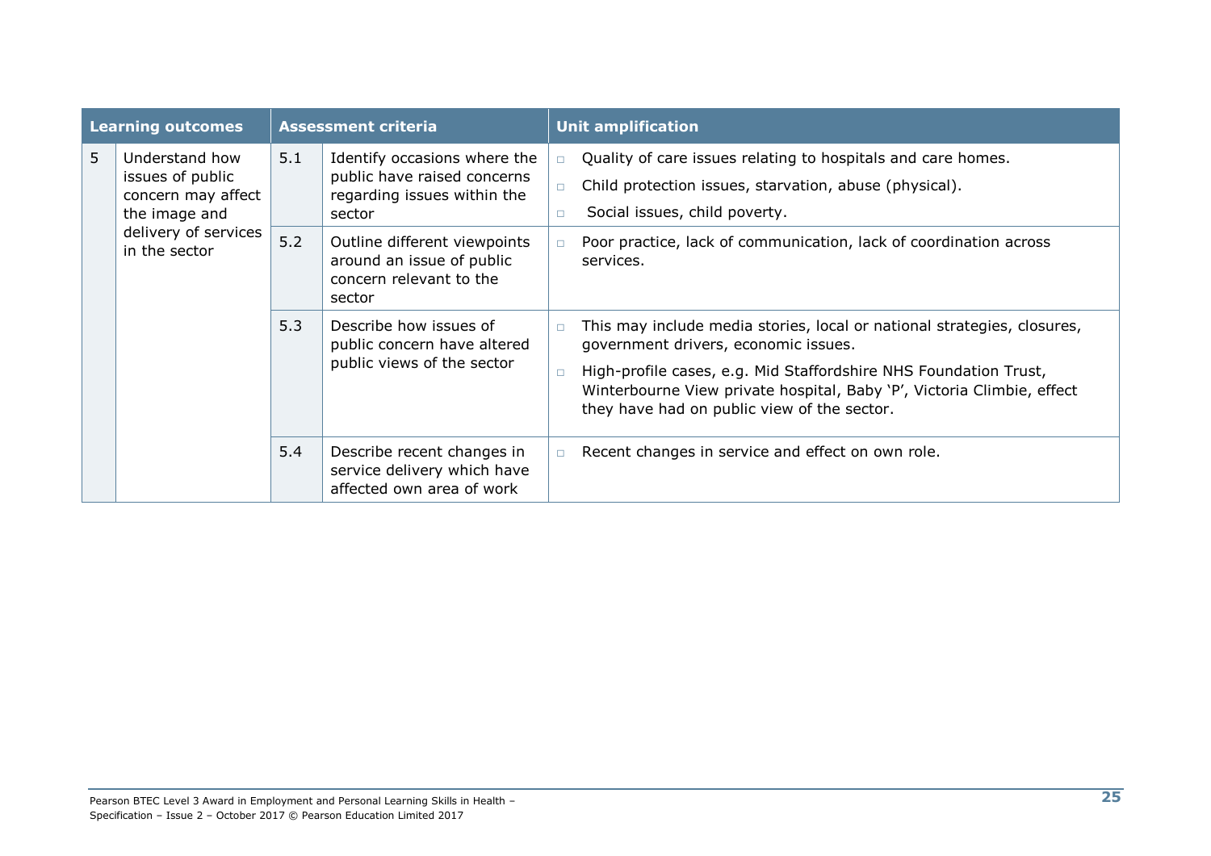| Learning outcomes | | Assessment criteria | | Unit amplification |
|---|---|---|---|---|
| 5 | Understand how issues of public concern may affect the image and delivery of services in the sector | 5.1 | Identify occasions where the public have raised concerns regarding issues within the sector | - Quality of care issues relating to hospitals and care homes.<br>- Child protection issues, starvation, abuse (physical).<br>- Social issues, child poverty. |
| | | 5.2 | Outline different viewpoints around an issue of public concern relevant to the sector | - Poor practice, lack of communication, lack of coordination across services. |
| | | 5.3 | Describe how issues of public concern have altered public views of the sector | - This may include media stories, local or national strategies, closures, government drivers, economic issues.<br>- High-profile cases, e.g. Mid Staffordshire NHS Foundation Trust, Winterbourne View private hospital, Baby 'P', Victoria Climbie, effect they have had on public view of the sector. |
| | | 5.4 | Describe recent changes in service delivery which have affected own area of work | - Recent changes in service and effect on own role. |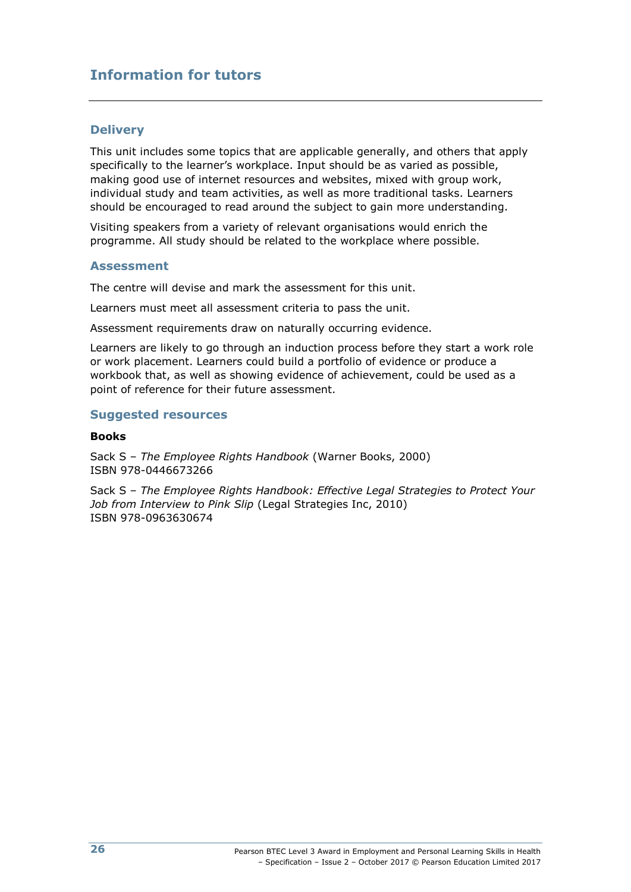## Information for tutors

### Delivery

This unit includes some topics that are applicable generally, and others that apply specifically to the learner's workplace. Input should be as varied as possible, making good use of internet resources and websites, mixed with group work, individual study and team activities, as well as more traditional tasks. Learners should be encouraged to read around the subject to gain more understanding.

Visiting speakers from a variety of relevant organisations would enrich the programme. All study should be related to the workplace where possible.

### Assessment

The centre will devise and mark the assessment for this unit.

Learners must meet all assessment criteria to pass the unit.

Assessment requirements draw on naturally occurring evidence.

Learners are likely to go through an induction process before they start a work role or work placement. Learners could build a portfolio of evidence or produce a workbook that, as well as showing evidence of achievement, could be used as a point of reference for their future assessment.

### Suggested resources

**Books**

Sack S – *The Employee Rights Handbook* (Warner Books, 2000)
ISBN 978-0446673266

Sack S – *The Employee Rights Handbook: Effective Legal Strategies to Protect Your Job from Interview to Pink Slip* (Legal Strategies Inc, 2010)
ISBN 978-0963630674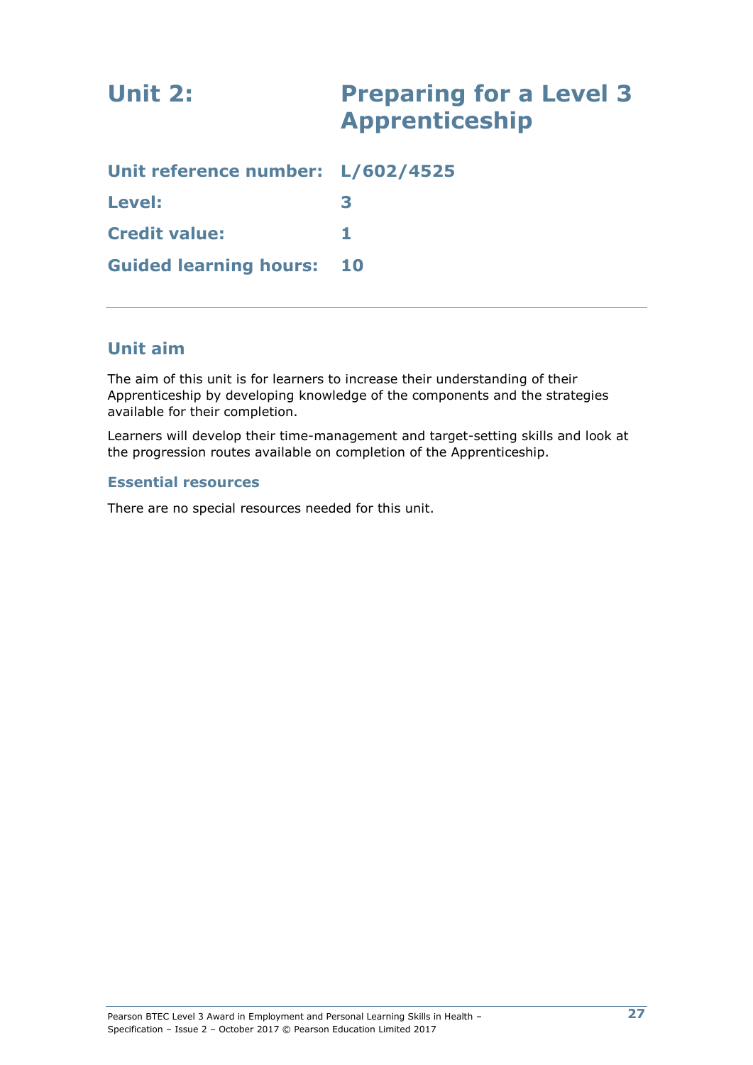# Unit 2: Preparing for a Level 3 Apprenticeship

**Unit reference number:** L/602/4525

**Level:** 3

**Credit value:** 1

**Guided learning hours:** 10

---

## Unit aim

The aim of this unit is for learners to increase their understanding of their Apprenticeship by developing knowledge of the components and the strategies available for their completion.

Learners will develop their time-management and target-setting skills and look at the progression routes available on completion of the Apprenticeship.

### Essential resources

There are no special resources needed for this unit.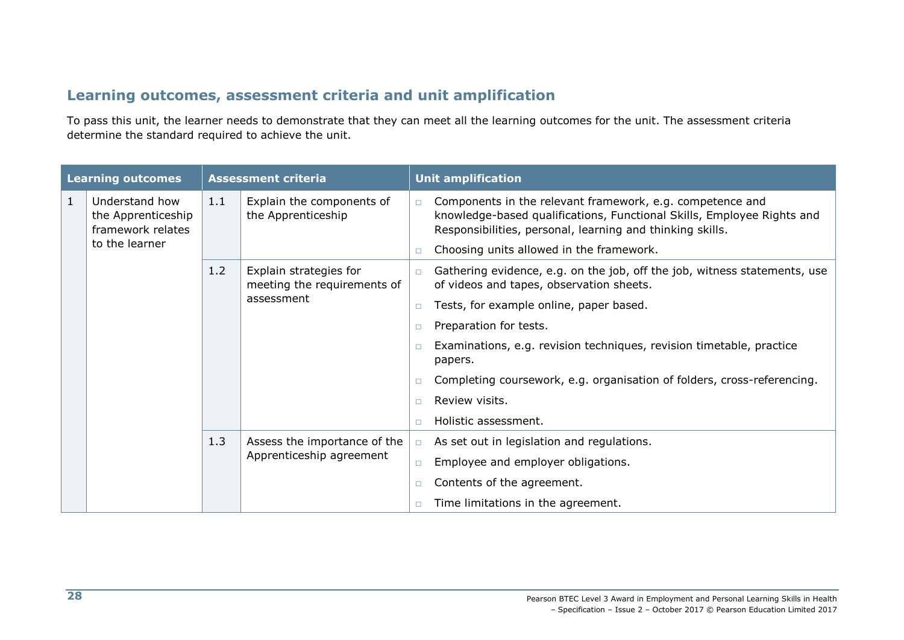## Learning outcomes, assessment criteria and unit amplification

To pass this unit, the learner needs to demonstrate that they can meet all the learning outcomes for the unit. The assessment criteria determine the standard required to achieve the unit.

| Learning outcomes | | Assessment criteria | | Unit amplification |
|---|---|---|---|---|
| 1 | Understand how the Apprenticeship framework relates to the learner | 1.1 | Explain the components of the Apprenticeship | □ Components in the relevant framework, e.g. competence and knowledge-based qualifications, Functional Skills, Employee Rights and Responsibilities, personal, learning and thinking skills.<br>□ Choosing units allowed in the framework. |
| | | 1.2 | Explain strategies for meeting the requirements of assessment | □ Gathering evidence, e.g. on the job, off the job, witness statements, use of videos and tapes, observation sheets.<br>□ Tests, for example online, paper based.<br>□ Preparation for tests.<br>□ Examinations, e.g. revision techniques, revision timetable, practice papers.<br>□ Completing coursework, e.g. organisation of folders, cross-referencing.<br>□ Review visits.<br>□ Holistic assessment. |
| | | 1.3 | Assess the importance of the Apprenticeship agreement | □ As set out in legislation and regulations.<br>□ Employee and employer obligations.<br>□ Contents of the agreement.<br>□ Time limitations in the agreement. |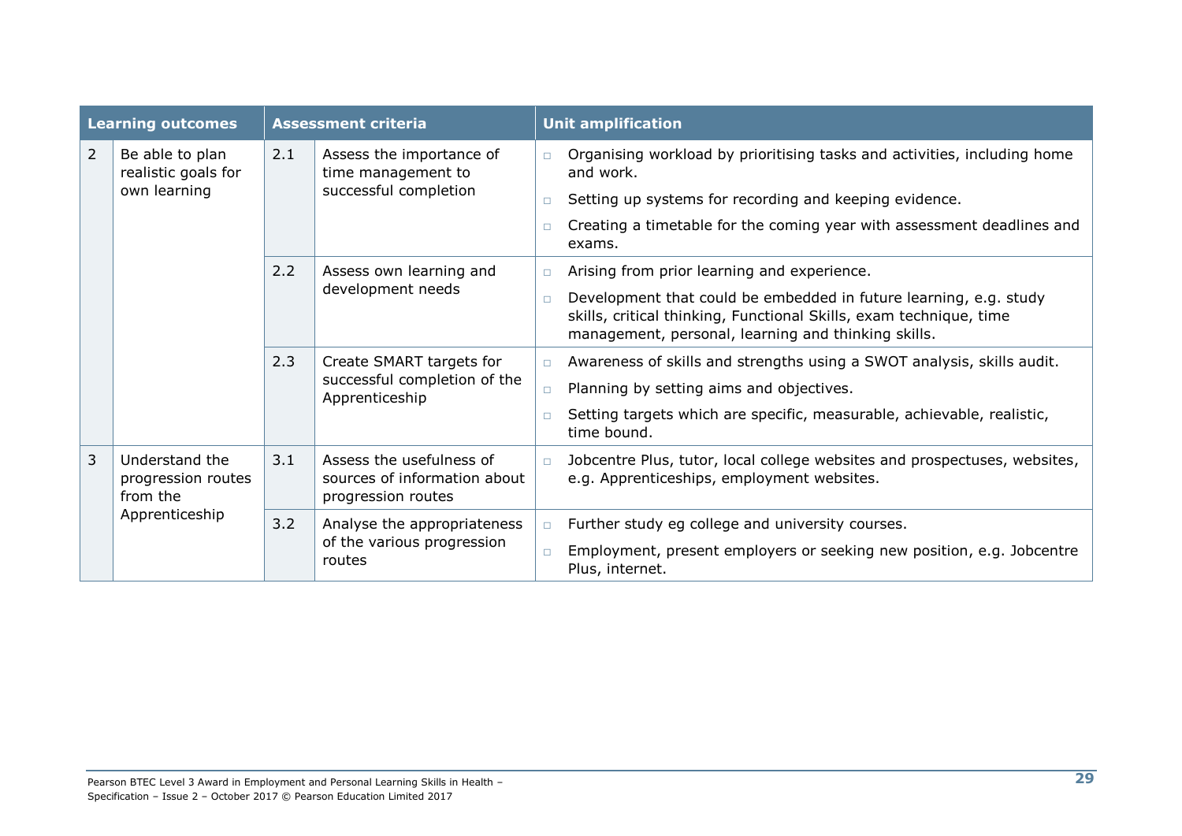| Learning outcomes | | Assessment criteria | | Unit amplification |
|---|---|---|---|---|
| 2 | Be able to plan realistic goals for own learning | 2.1 | Assess the importance of time management to successful completion | ◻ Organising workload by prioritising tasks and activities, including home and work.<br>◻ Setting up systems for recording and keeping evidence.<br>◻ Creating a timetable for the coming year with assessment deadlines and exams. |
| | | 2.2 | Assess own learning and development needs | ◻ Arising from prior learning and experience.<br>◻ Development that could be embedded in future learning, e.g. study skills, critical thinking, Functional Skills, exam technique, time management, personal, learning and thinking skills. |
| | | 2.3 | Create SMART targets for successful completion of the Apprenticeship | ◻ Awareness of skills and strengths using a SWOT analysis, skills audit.<br>◻ Planning by setting aims and objectives.<br>◻ Setting targets which are specific, measurable, achievable, realistic, time bound. |
| 3 | Understand the progression routes from the Apprenticeship | 3.1 | Assess the usefulness of sources of information about progression routes | ◻ Jobcentre Plus, tutor, local college websites and prospectuses, websites, e.g. Apprenticeships, employment websites. |
| | | 3.2 | Analyse the appropriateness of the various progression routes | ◻ Further study eg college and university courses.<br>◻ Employment, present employers or seeking new position, e.g. Jobcentre Plus, internet. |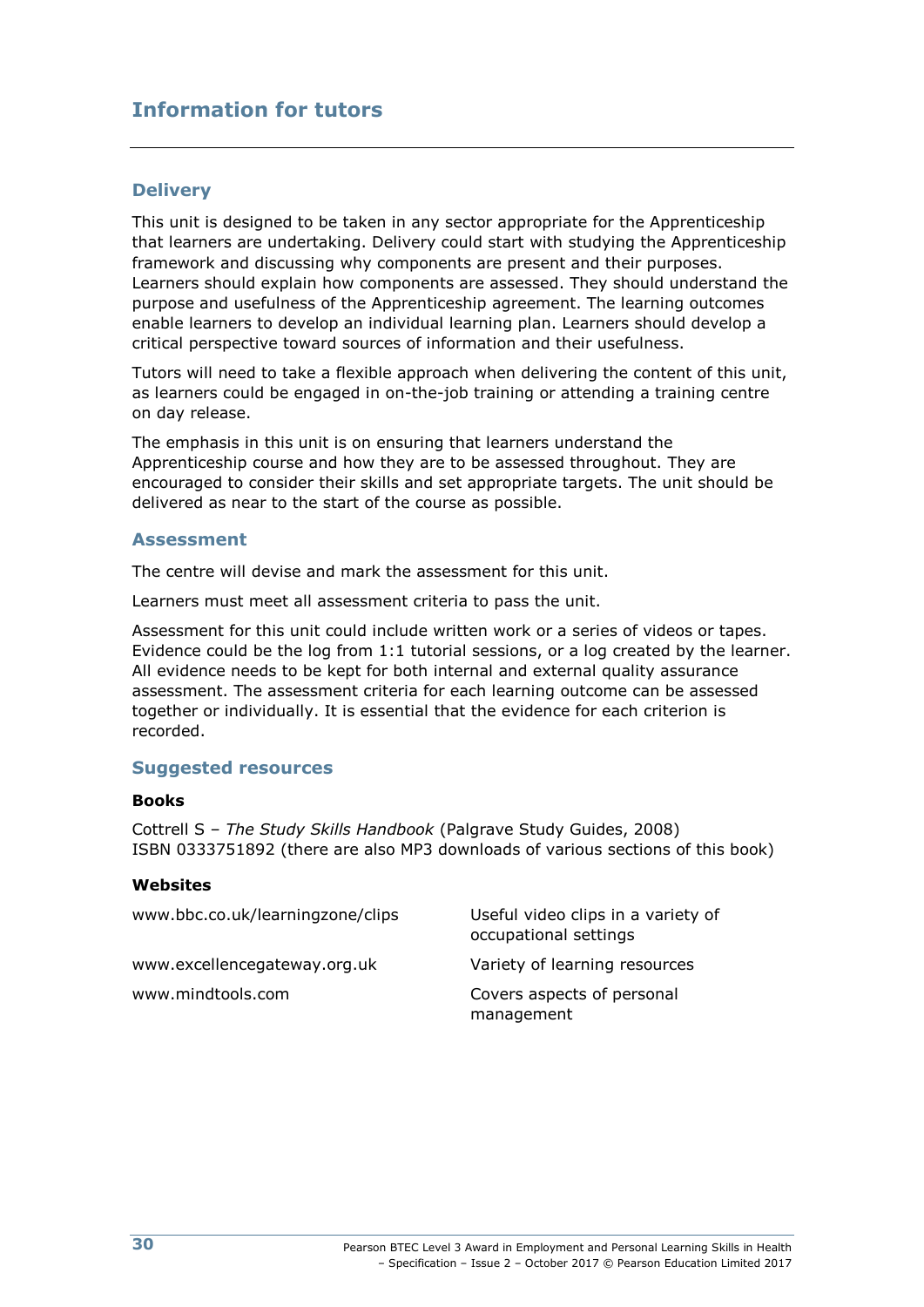## Information for tutors

### Delivery

This unit is designed to be taken in any sector appropriate for the Apprenticeship that learners are undertaking. Delivery could start with studying the Apprenticeship framework and discussing why components are present and their purposes. Learners should explain how components are assessed. They should understand the purpose and usefulness of the Apprenticeship agreement. The learning outcomes enable learners to develop an individual learning plan. Learners should develop a critical perspective toward sources of information and their usefulness.

Tutors will need to take a flexible approach when delivering the content of this unit, as learners could be engaged in on-the-job training or attending a training centre on day release.

The emphasis in this unit is on ensuring that learners understand the Apprenticeship course and how they are to be assessed throughout. They are encouraged to consider their skills and set appropriate targets. The unit should be delivered as near to the start of the course as possible.

### Assessment

The centre will devise and mark the assessment for this unit.

Learners must meet all assessment criteria to pass the unit.

Assessment for this unit could include written work or a series of videos or tapes. Evidence could be the log from 1:1 tutorial sessions, or a log created by the learner. All evidence needs to be kept for both internal and external quality assurance assessment. The assessment criteria for each learning outcome can be assessed together or individually. It is essential that the evidence for each criterion is recorded.

### Suggested resources

**Books**

Cottrell S – *The Study Skills Handbook* (Palgrave Study Guides, 2008) ISBN 0333751892 (there are also MP3 downloads of various sections of this book)

**Websites**

| | |
|---|---|
| www.bbc.co.uk/learningzone/clips | Useful video clips in a variety of occupational settings |
| www.excellencegateway.org.uk | Variety of learning resources |
| www.mindtools.com | Covers aspects of personal management |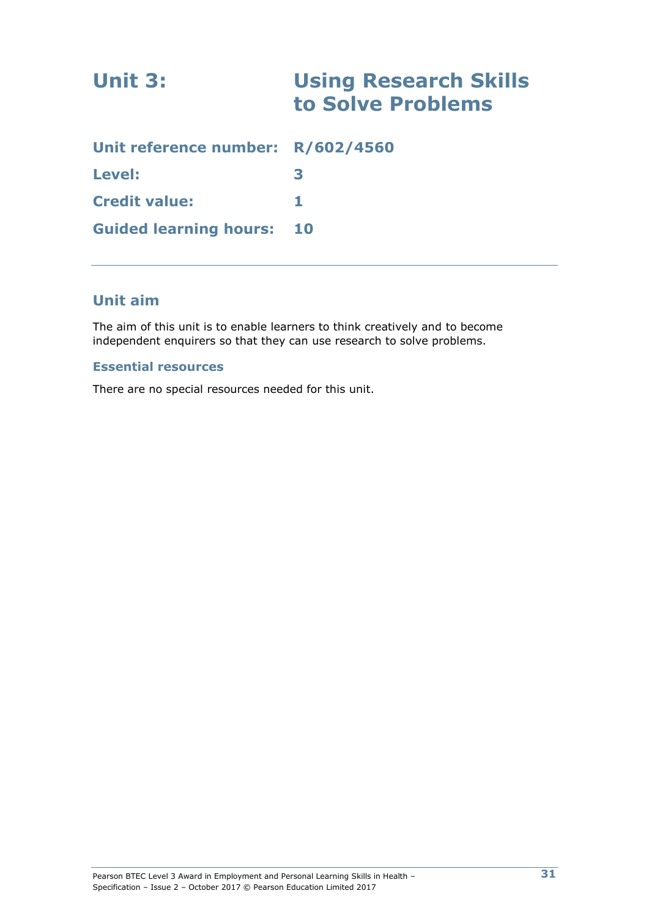# Unit 3: Using Research Skills to Solve Problems

**Unit reference number:** R/602/4560

**Level:** 3

**Credit value:** 1

**Guided learning hours:** 10

---

## Unit aim

The aim of this unit is to enable learners to think creatively and to become independent enquirers so that they can use research to solve problems.

### Essential resources

There are no special resources needed for this unit.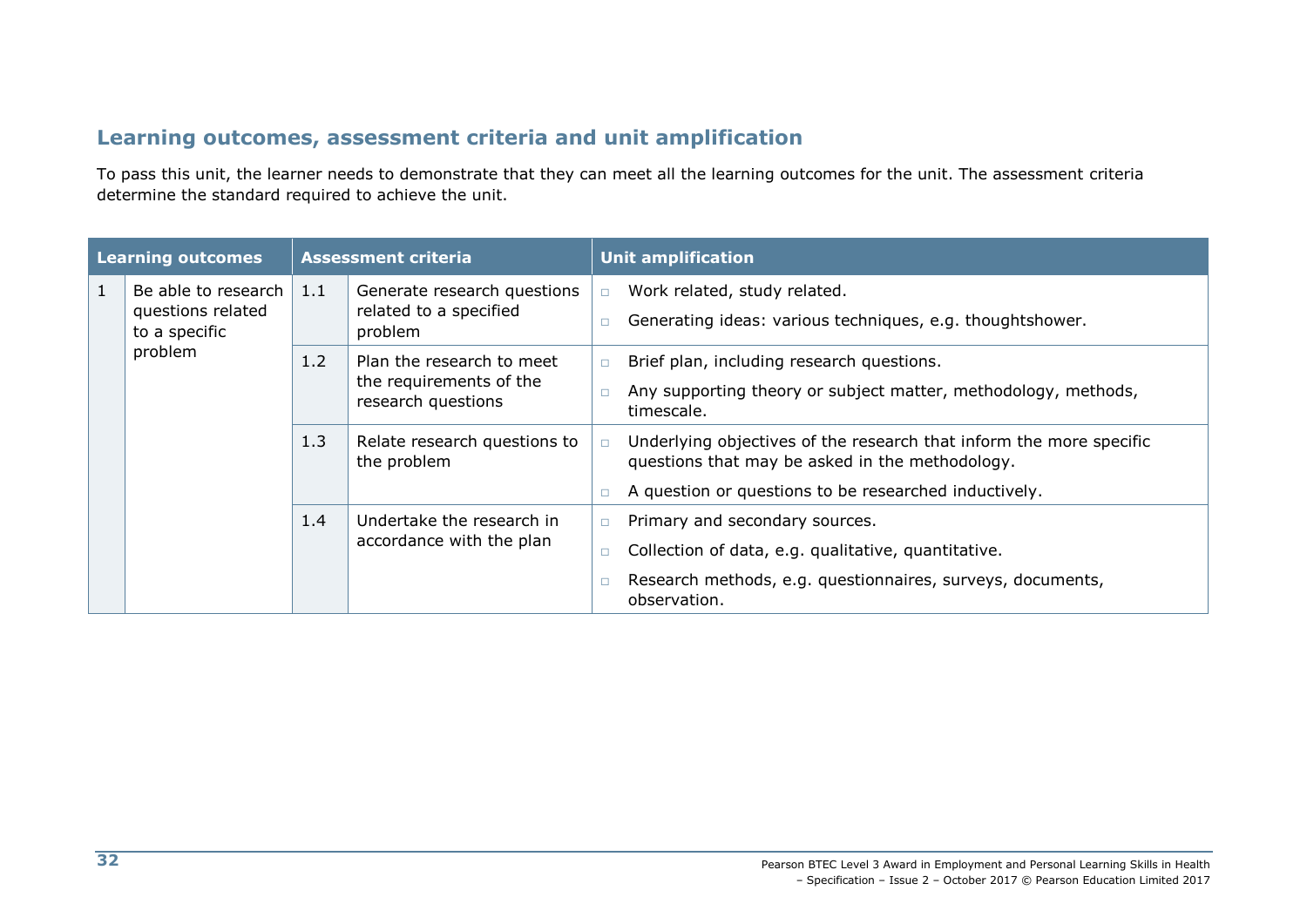## Learning outcomes, assessment criteria and unit amplification

To pass this unit, the learner needs to demonstrate that they can meet all the learning outcomes for the unit. The assessment criteria determine the standard required to achieve the unit.

| Learning outcomes | | Assessment criteria | | Unit amplification |
|---|---|---|---|---|
| 1 | Be able to research questions related to a specific problem | 1.1 | Generate research questions related to a specified problem | □ Work related, study related.<br>□ Generating ideas: various techniques, e.g. thoughtshower. |
| | | 1.2 | Plan the research to meet the requirements of the research questions | □ Brief plan, including research questions.<br>□ Any supporting theory or subject matter, methodology, methods, timescale. |
| | | 1.3 | Relate research questions to the problem | □ Underlying objectives of the research that inform the more specific questions that may be asked in the methodology.<br>□ A question or questions to be researched inductively. |
| | | 1.4 | Undertake the research in accordance with the plan | □ Primary and secondary sources.<br>□ Collection of data, e.g. qualitative, quantitative.<br>□ Research methods, e.g. questionnaires, surveys, documents, observation. |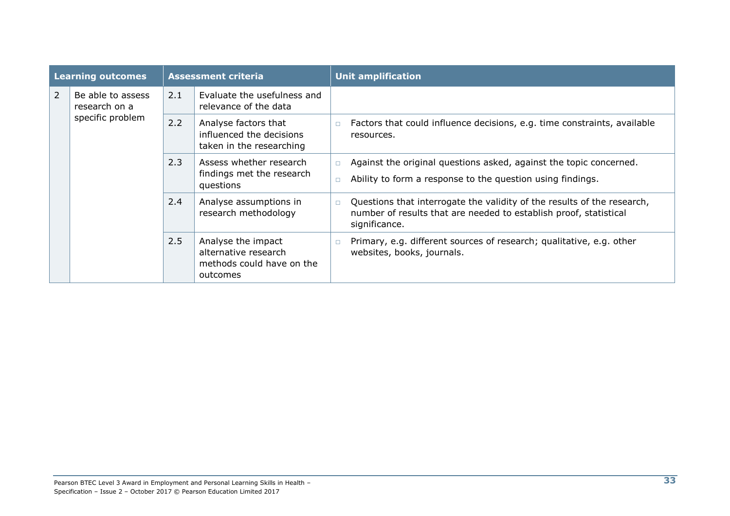| Learning outcomes | | Assessment criteria | | Unit amplification |
|---|---|---|---|---|
| 2 | Be able to assess research on a specific problem | 2.1 | Evaluate the usefulness and relevance of the data | |
| | | 2.2 | Analyse factors that influenced the decisions taken in the researching | ▫ Factors that could influence decisions, e.g. time constraints, available resources. |
| | | 2.3 | Assess whether research findings met the research questions | ▫ Against the original questions asked, against the topic concerned.<br>▫ Ability to form a response to the question using findings. |
| | | 2.4 | Analyse assumptions in research methodology | ▫ Questions that interrogate the validity of the results of the research, number of results that are needed to establish proof, statistical significance. |
| | | 2.5 | Analyse the impact alternative research methods could have on the outcomes | ▫ Primary, e.g. different sources of research; qualitative, e.g. other websites, books, journals. |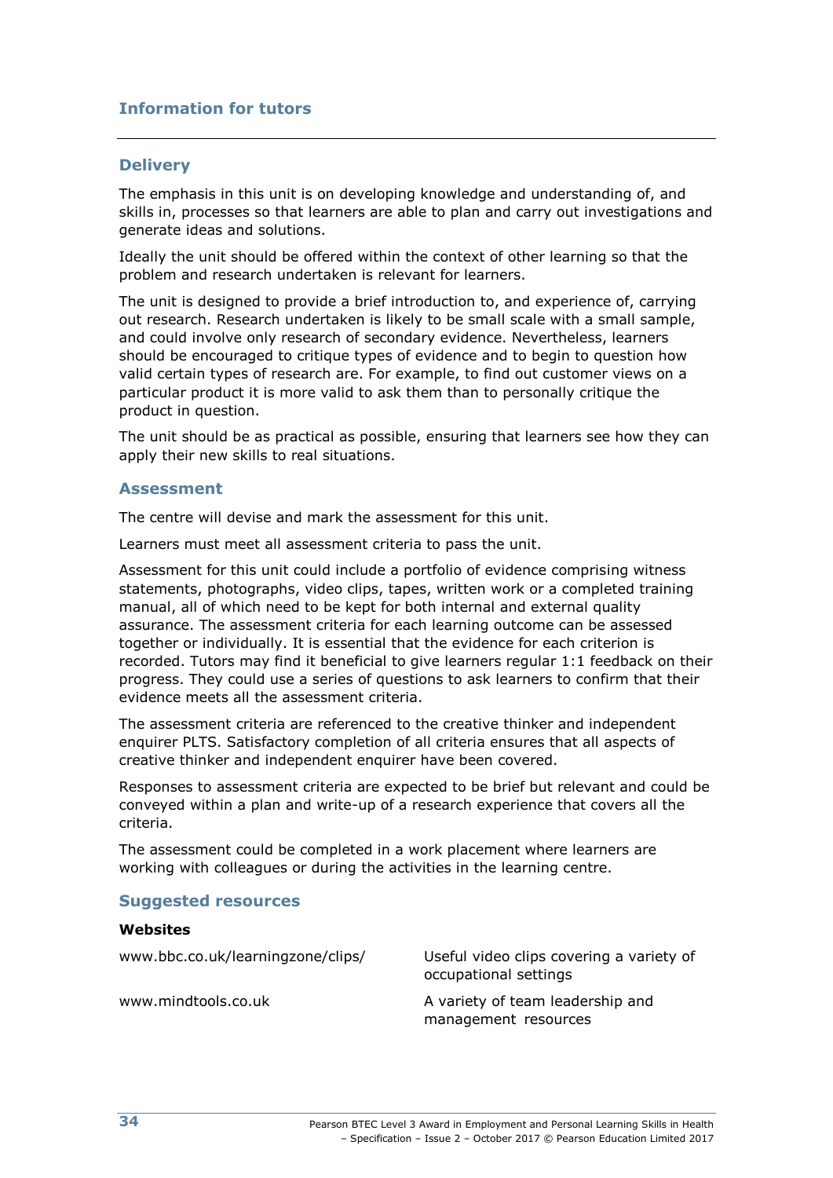## Information for tutors

### Delivery

The emphasis in this unit is on developing knowledge and understanding of, and skills in, processes so that learners are able to plan and carry out investigations and generate ideas and solutions.

Ideally the unit should be offered within the context of other learning so that the problem and research undertaken is relevant for learners.

The unit is designed to provide a brief introduction to, and experience of, carrying out research. Research undertaken is likely to be small scale with a small sample, and could involve only research of secondary evidence. Nevertheless, learners should be encouraged to critique types of evidence and to begin to question how valid certain types of research are. For example, to find out customer views on a particular product it is more valid to ask them than to personally critique the product in question.

The unit should be as practical as possible, ensuring that learners see how they can apply their new skills to real situations.

### Assessment

The centre will devise and mark the assessment for this unit.

Learners must meet all assessment criteria to pass the unit.

Assessment for this unit could include a portfolio of evidence comprising witness statements, photographs, video clips, tapes, written work or a completed training manual, all of which need to be kept for both internal and external quality assurance. The assessment criteria for each learning outcome can be assessed together or individually. It is essential that the evidence for each criterion is recorded. Tutors may find it beneficial to give learners regular 1:1 feedback on their progress. They could use a series of questions to ask learners to confirm that their evidence meets all the assessment criteria.

The assessment criteria are referenced to the creative thinker and independent enquirer PLTS. Satisfactory completion of all criteria ensures that all aspects of creative thinker and independent enquirer have been covered.

Responses to assessment criteria are expected to be brief but relevant and could be conveyed within a plan and write-up of a research experience that covers all the criteria.

The assessment could be completed in a work placement where learners are working with colleagues or during the activities in the learning centre.

### Suggested resources

**Websites**

| | |
|---|---|
| www.bbc.co.uk/learningzone/clips/ | Useful video clips covering a variety of occupational settings |
| www.mindtools.co.uk | A variety of team leadership and management resources |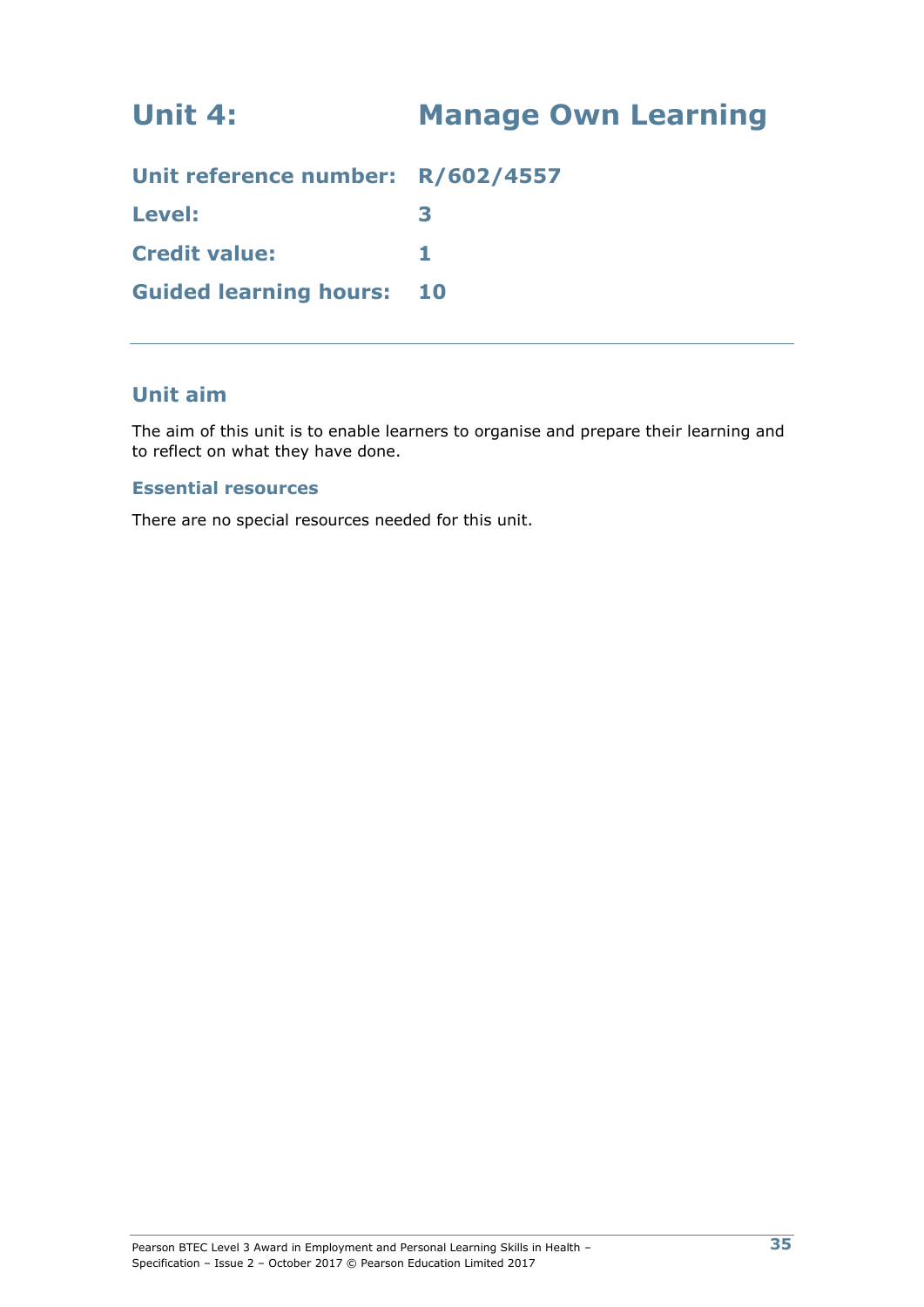# Unit 4: Manage Own Learning

**Unit reference number:** R/602/4557

**Level:** 3

**Credit value:** 1

**Guided learning hours:** 10

## Unit aim

The aim of this unit is to enable learners to organise and prepare their learning and to reflect on what they have done.

### Essential resources

There are no special resources needed for this unit.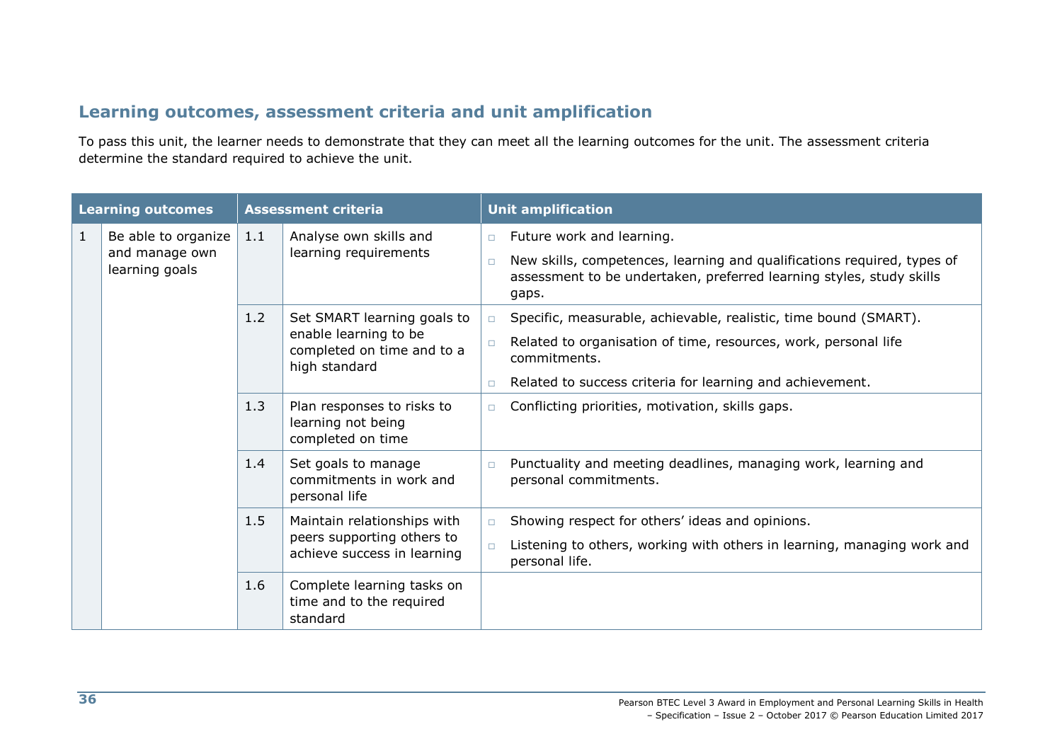## Learning outcomes, assessment criteria and unit amplification

To pass this unit, the learner needs to demonstrate that they can meet all the learning outcomes for the unit. The assessment criteria determine the standard required to achieve the unit.

| Learning outcomes | | Assessment criteria | | Unit amplification |
|---|---|---|---|---|
| 1 | Be able to organize and manage own learning goals | 1.1 | Analyse own skills and learning requirements | □ Future work and learning.<br>□ New skills, competences, learning and qualifications required, types of assessment to be undertaken, preferred learning styles, study skills gaps. |
| | | 1.2 | Set SMART learning goals to enable learning to be completed on time and to a high standard | □ Specific, measurable, achievable, realistic, time bound (SMART).<br>□ Related to organisation of time, resources, work, personal life commitments.<br>□ Related to success criteria for learning and achievement. |
| | | 1.3 | Plan responses to risks to learning not being completed on time | □ Conflicting priorities, motivation, skills gaps. |
| | | 1.4 | Set goals to manage commitments in work and personal life | □ Punctuality and meeting deadlines, managing work, learning and personal commitments. |
| | | 1.5 | Maintain relationships with peers supporting others to achieve success in learning | □ Showing respect for others' ideas and opinions.<br>□ Listening to others, working with others in learning, managing work and personal life. |
| | | 1.6 | Complete learning tasks on time and to the required standard | |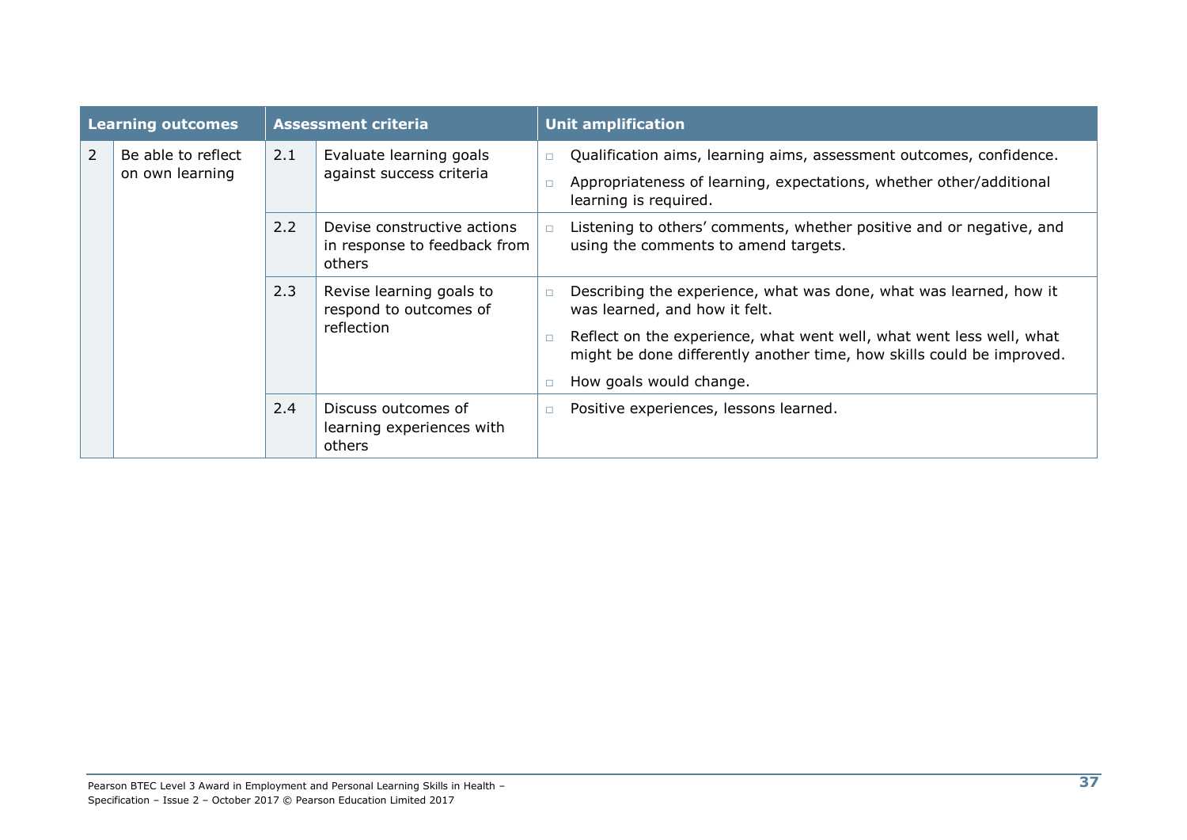| Learning outcomes | | Assessment criteria | | Unit amplification |
|---|---|---|---|---|
| 2 | Be able to reflect on own learning | 2.1 | Evaluate learning goals against success criteria | □ Qualification aims, learning aims, assessment outcomes, confidence.<br>□ Appropriateness of learning, expectations, whether other/additional learning is required. |
| | | 2.2 | Devise constructive actions in response to feedback from others | □ Listening to others' comments, whether positive and or negative, and using the comments to amend targets. |
| | | 2.3 | Revise learning goals to respond to outcomes of reflection | □ Describing the experience, what was done, what was learned, how it was learned, and how it felt.<br>□ Reflect on the experience, what went well, what went less well, what might be done differently another time, how skills could be improved.<br>□ How goals would change. |
| | | 2.4 | Discuss outcomes of learning experiences with others | □ Positive experiences, lessons learned. |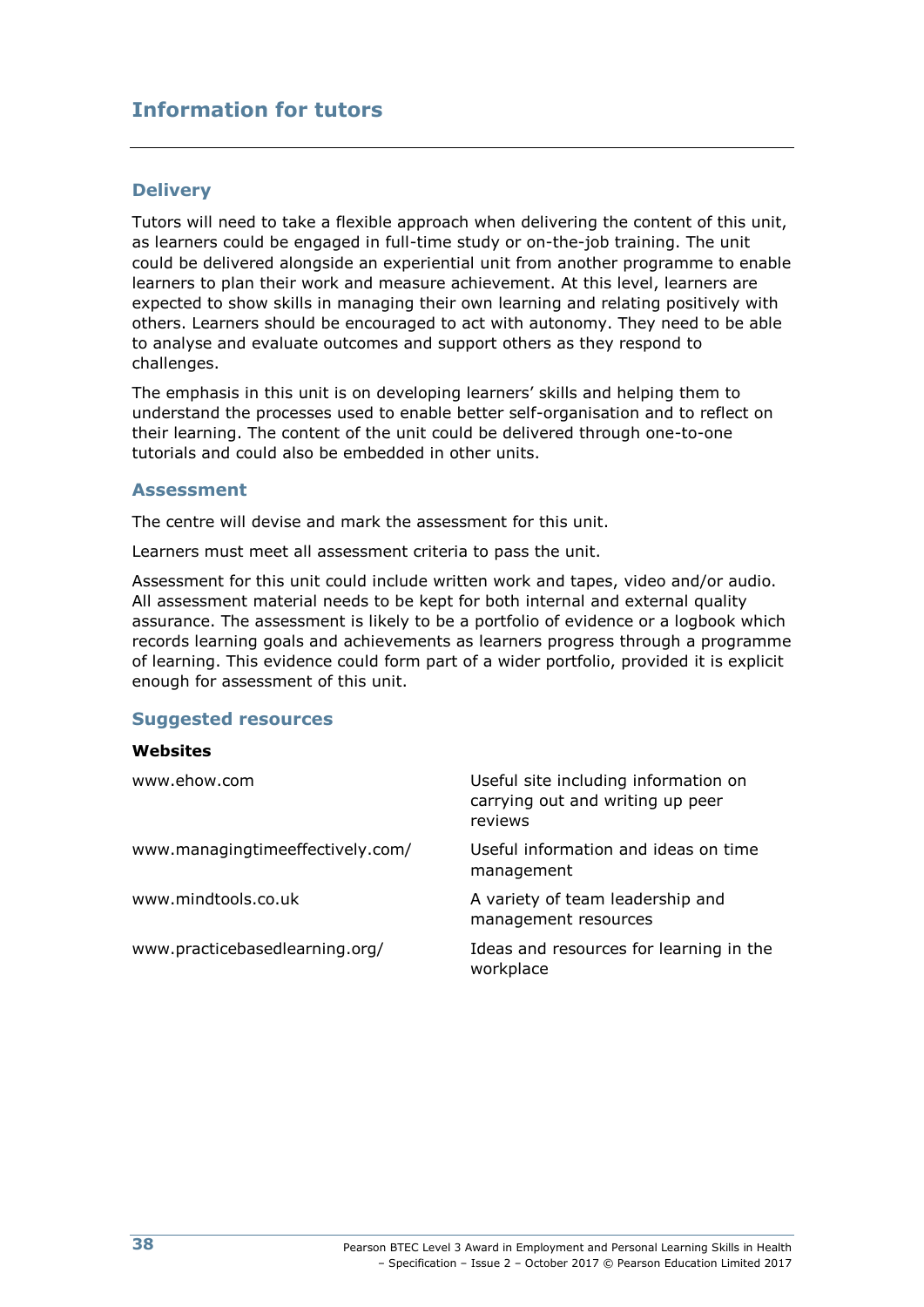## Information for tutors

### Delivery

Tutors will need to take a flexible approach when delivering the content of this unit, as learners could be engaged in full-time study or on-the-job training. The unit could be delivered alongside an experiential unit from another programme to enable learners to plan their work and measure achievement. At this level, learners are expected to show skills in managing their own learning and relating positively with others. Learners should be encouraged to act with autonomy. They need to be able to analyse and evaluate outcomes and support others as they respond to challenges.

The emphasis in this unit is on developing learners' skills and helping them to understand the processes used to enable better self-organisation and to reflect on their learning. The content of the unit could be delivered through one-to-one tutorials and could also be embedded in other units.

### Assessment

The centre will devise and mark the assessment for this unit.

Learners must meet all assessment criteria to pass the unit.

Assessment for this unit could include written work and tapes, video and/or audio. All assessment material needs to be kept for both internal and external quality assurance. The assessment is likely to be a portfolio of evidence or a logbook which records learning goals and achievements as learners progress through a programme of learning. This evidence could form part of a wider portfolio, provided it is explicit enough for assessment of this unit.

### Suggested resources

**Websites**

| | |
|---|---|
| www.ehow.com | Useful site including information on carrying out and writing up peer reviews |
| www.managingtimeeffectively.com/ | Useful information and ideas on time management |
| www.mindtools.co.uk | A variety of team leadership and management resources |
| www.practicebasedlearning.org/ | Ideas and resources for learning in the workplace |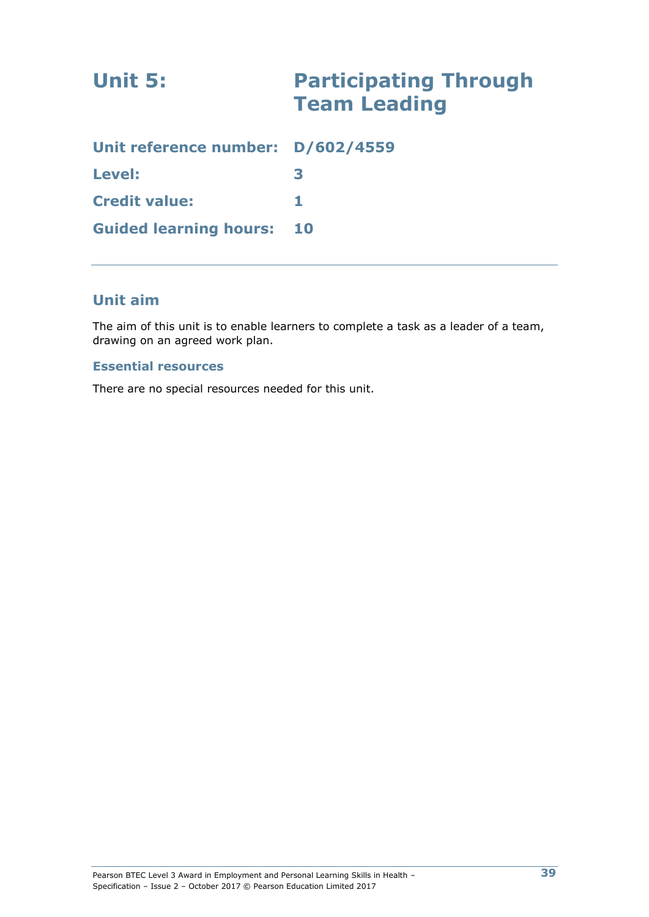# Unit 5: Participating Through Team Leading

**Unit reference number:** D/602/4559

**Level:** 3

**Credit value:** 1

**Guided learning hours:** 10

---

## Unit aim

The aim of this unit is to enable learners to complete a task as a leader of a team, drawing on an agreed work plan.

### Essential resources

There are no special resources needed for this unit.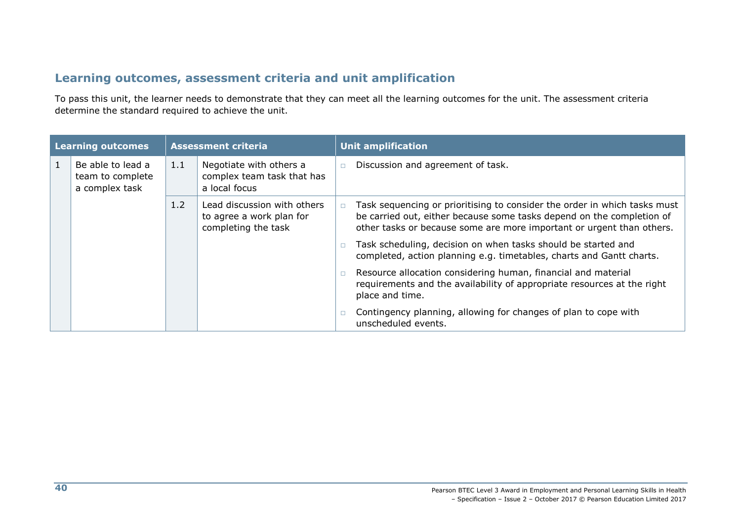## Learning outcomes, assessment criteria and unit amplification

To pass this unit, the learner needs to demonstrate that they can meet all the learning outcomes for the unit. The assessment criteria determine the standard required to achieve the unit.

| Learning outcomes | | Assessment criteria | | Unit amplification |
|---|---|---|---|---|
| 1 | Be able to lead a team to complete a complex task | 1.1 | Negotiate with others a complex team task that has a local focus | □ Discussion and agreement of task. |
| | | 1.2 | Lead discussion with others to agree a work plan for completing the task | □ Task sequencing or prioritising to consider the order in which tasks must be carried out, either because some tasks depend on the completion of other tasks or because some are more important or urgent than others.<br>□ Task scheduling, decision on when tasks should be started and completed, action planning e.g. timetables, charts and Gantt charts.<br>□ Resource allocation considering human, financial and material requirements and the availability of appropriate resources at the right place and time.<br>□ Contingency planning, allowing for changes of plan to cope with unscheduled events. |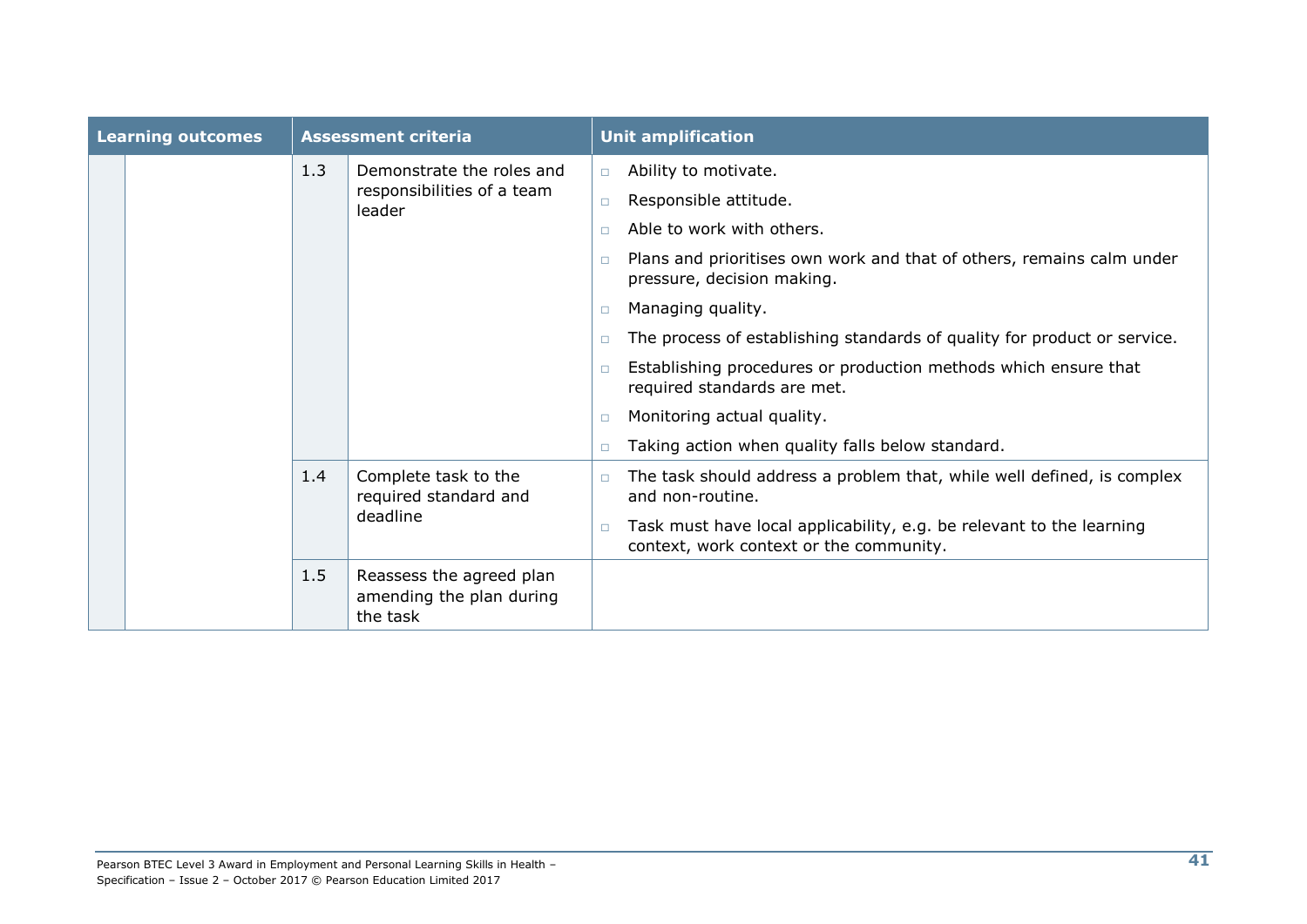| Learning outcomes | | Assessment criteria | | Unit amplification |
|---|---|---|---|---|
| | | 1.3 | Demonstrate the roles and responsibilities of a team leader | ▫ Ability to motivate.<br>▫ Responsible attitude.<br>▫ Able to work with others.<br>▫ Plans and prioritises own work and that of others, remains calm under pressure, decision making.<br>▫ Managing quality.<br>▫ The process of establishing standards of quality for product or service.<br>▫ Establishing procedures or production methods which ensure that required standards are met.<br>▫ Monitoring actual quality.<br>▫ Taking action when quality falls below standard. |
| | | 1.4 | Complete task to the required standard and deadline | ▫ The task should address a problem that, while well defined, is complex and non-routine.<br>▫ Task must have local applicability, e.g. be relevant to the learning context, work context or the community. |
| | | 1.5 | Reassess the agreed plan amending the plan during the task | |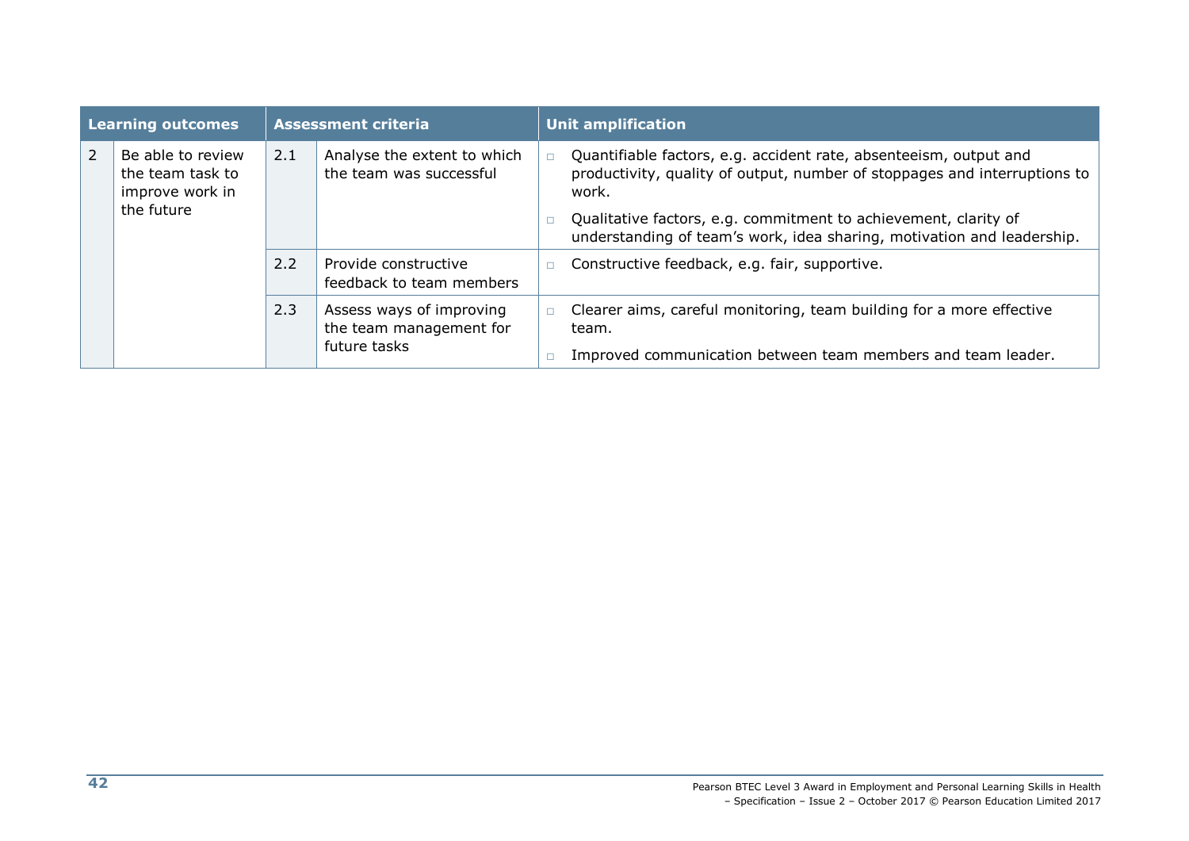| Learning outcomes | | Assessment criteria | | Unit amplification |
|---|---|---|---|---|
| 2 | Be able to review the team task to improve work in the future | 2.1 | Analyse the extent to which the team was successful | □ Quantifiable factors, e.g. accident rate, absenteeism, output and productivity, quality of output, number of stoppages and interruptions to work.<br>□ Qualitative factors, e.g. commitment to achievement, clarity of understanding of team's work, idea sharing, motivation and leadership. |
| | | 2.2 | Provide constructive feedback to team members | □ Constructive feedback, e.g. fair, supportive. |
| | | 2.3 | Assess ways of improving the team management for future tasks | □ Clearer aims, careful monitoring, team building for a more effective team.<br>□ Improved communication between team members and team leader. |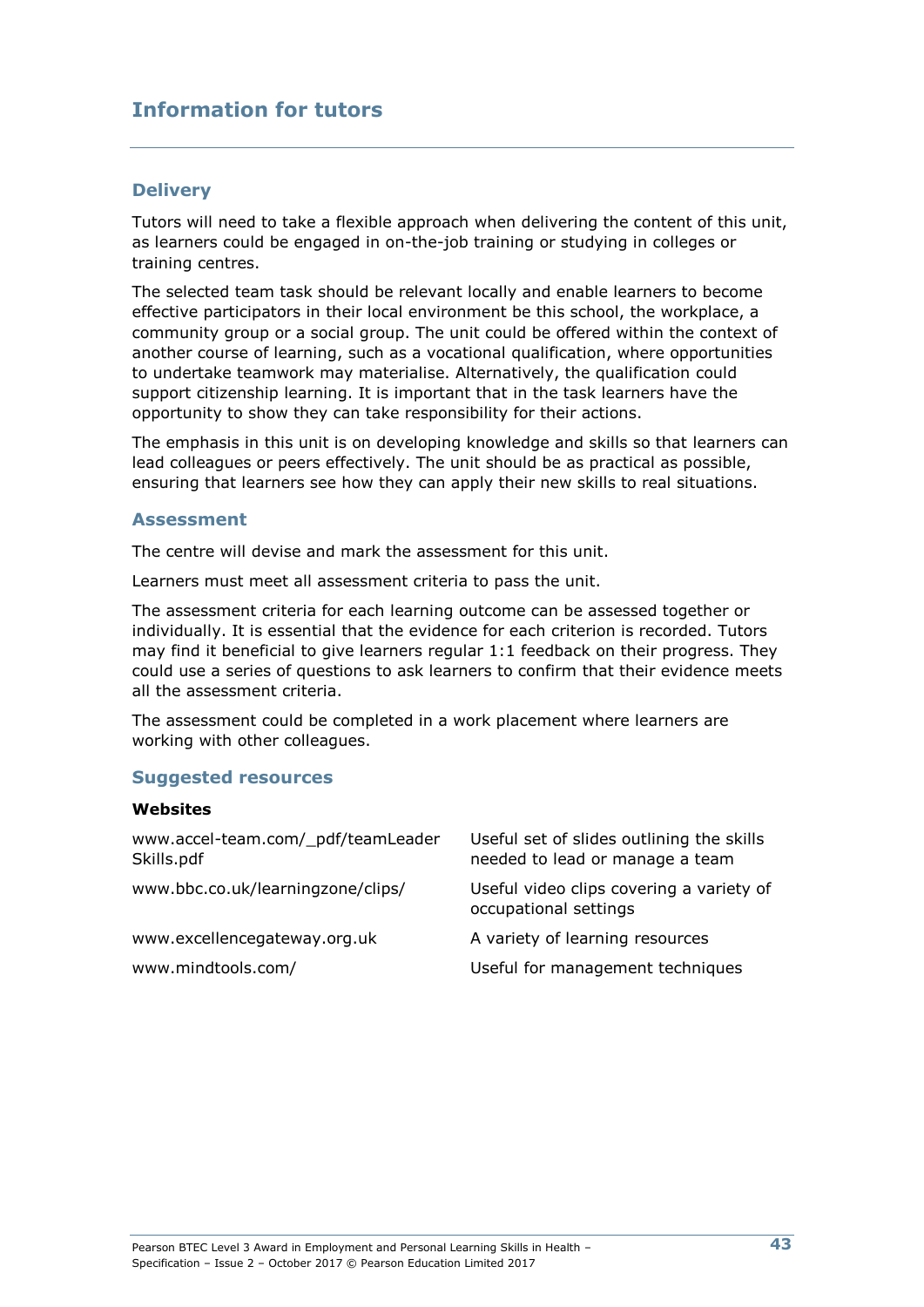## Information for tutors

### Delivery

Tutors will need to take a flexible approach when delivering the content of this unit, as learners could be engaged in on-the-job training or studying in colleges or training centres.

The selected team task should be relevant locally and enable learners to become effective participators in their local environment be this school, the workplace, a community group or a social group. The unit could be offered within the context of another course of learning, such as a vocational qualification, where opportunities to undertake teamwork may materialise. Alternatively, the qualification could support citizenship learning. It is important that in the task learners have the opportunity to show they can take responsibility for their actions.

The emphasis in this unit is on developing knowledge and skills so that learners can lead colleagues or peers effectively. The unit should be as practical as possible, ensuring that learners see how they can apply their new skills to real situations.

### Assessment

The centre will devise and mark the assessment for this unit.

Learners must meet all assessment criteria to pass the unit.

The assessment criteria for each learning outcome can be assessed together or individually. It is essential that the evidence for each criterion is recorded. Tutors may find it beneficial to give learners regular 1:1 feedback on their progress. They could use a series of questions to ask learners to confirm that their evidence meets all the assessment criteria.

The assessment could be completed in a work placement where learners are working with other colleagues.

### Suggested resources

**Websites**

| | |
|---|---|
| www.accel-team.com/_pdf/teamLeaderSkills.pdf | Useful set of slides outlining the skills needed to lead or manage a team |
| www.bbc.co.uk/learningzone/clips/ | Useful video clips covering a variety of occupational settings |
| www.excellencegateway.org.uk | A variety of learning resources |
| www.mindtools.com/ | Useful for management techniques |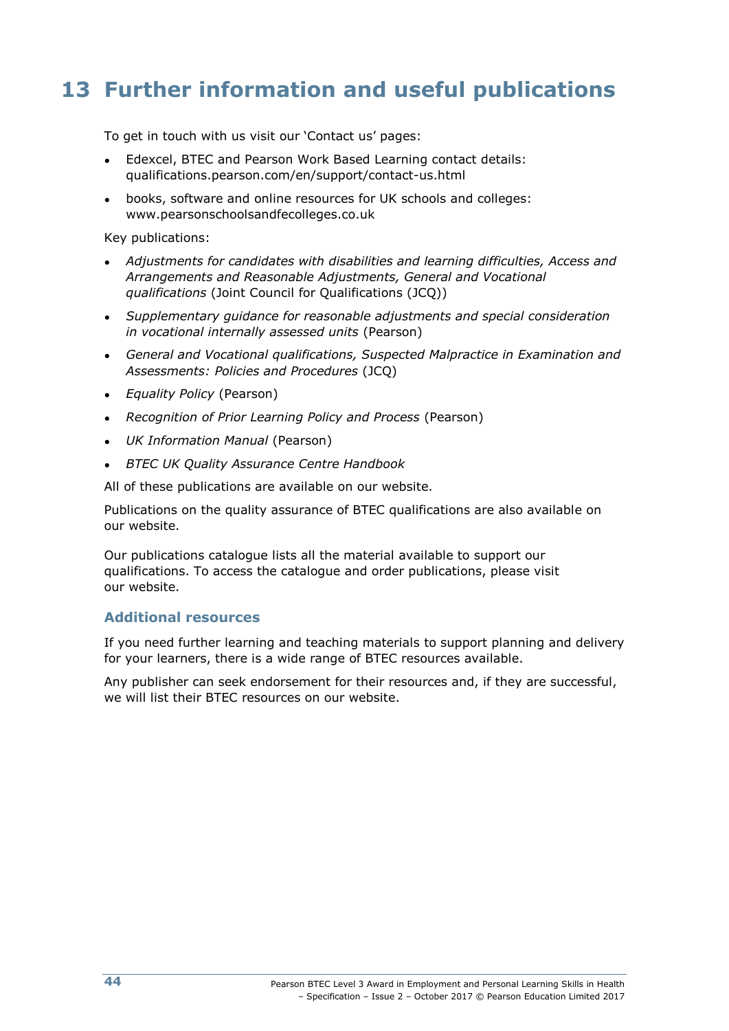# 13 Further information and useful publications

To get in touch with us visit our 'Contact us' pages:

- Edexcel, BTEC and Pearson Work Based Learning contact details: qualifications.pearson.com/en/support/contact-us.html
- books, software and online resources for UK schools and colleges: www.pearsonschoolsandfecolleges.co.uk

Key publications:

- *Adjustments for candidates with disabilities and learning difficulties, Access and Arrangements and Reasonable Adjustments, General and Vocational qualifications* (Joint Council for Qualifications (JCQ))
- *Supplementary guidance for reasonable adjustments and special consideration in vocational internally assessed units* (Pearson)
- *General and Vocational qualifications, Suspected Malpractice in Examination and Assessments: Policies and Procedures* (JCQ)
- *Equality Policy* (Pearson)
- *Recognition of Prior Learning Policy and Process* (Pearson)
- *UK Information Manual* (Pearson)
- *BTEC UK Quality Assurance Centre Handbook*

All of these publications are available on our website.

Publications on the quality assurance of BTEC qualifications are also available on our website.

Our publications catalogue lists all the material available to support our qualifications. To access the catalogue and order publications, please visit our website.

## Additional resources

If you need further learning and teaching materials to support planning and delivery for your learners, there is a wide range of BTEC resources available.

Any publisher can seek endorsement for their resources and, if they are successful, we will list their BTEC resources on our website.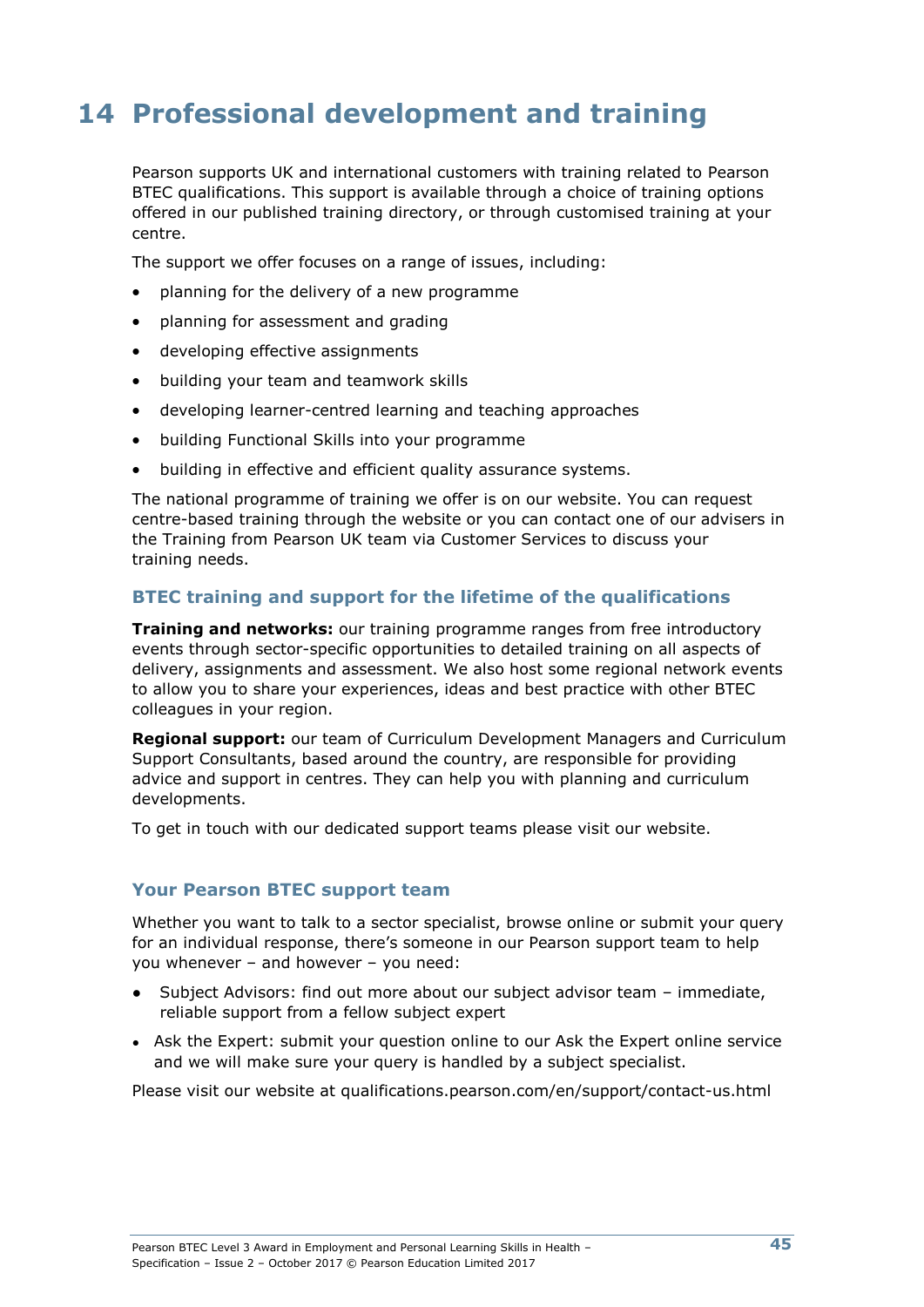# 14 Professional development and training

Pearson supports UK and international customers with training related to Pearson BTEC qualifications. This support is available through a choice of training options offered in our published training directory, or through customised training at your centre.

The support we offer focuses on a range of issues, including:

- planning for the delivery of a new programme
- planning for assessment and grading
- developing effective assignments
- building your team and teamwork skills
- developing learner-centred learning and teaching approaches
- building Functional Skills into your programme
- building in effective and efficient quality assurance systems.

The national programme of training we offer is on our website. You can request centre-based training through the website or you can contact one of our advisers in the Training from Pearson UK team via Customer Services to discuss your training needs.

### BTEC training and support for the lifetime of the qualifications

**Training and networks:** our training programme ranges from free introductory events through sector-specific opportunities to detailed training on all aspects of delivery, assignments and assessment. We also host some regional network events to allow you to share your experiences, ideas and best practice with other BTEC colleagues in your region.

**Regional support:** our team of Curriculum Development Managers and Curriculum Support Consultants, based around the country, are responsible for providing advice and support in centres. They can help you with planning and curriculum developments.

To get in touch with our dedicated support teams please visit our website.

### Your Pearson BTEC support team

Whether you want to talk to a sector specialist, browse online or submit your query for an individual response, there's someone in our Pearson support team to help you whenever – and however – you need:

- Subject Advisors: find out more about our subject advisor team – immediate, reliable support from a fellow subject expert
- Ask the Expert: submit your question online to our Ask the Expert online service and we will make sure your query is handled by a subject specialist.

Please visit our website at qualifications.pearson.com/en/support/contact-us.html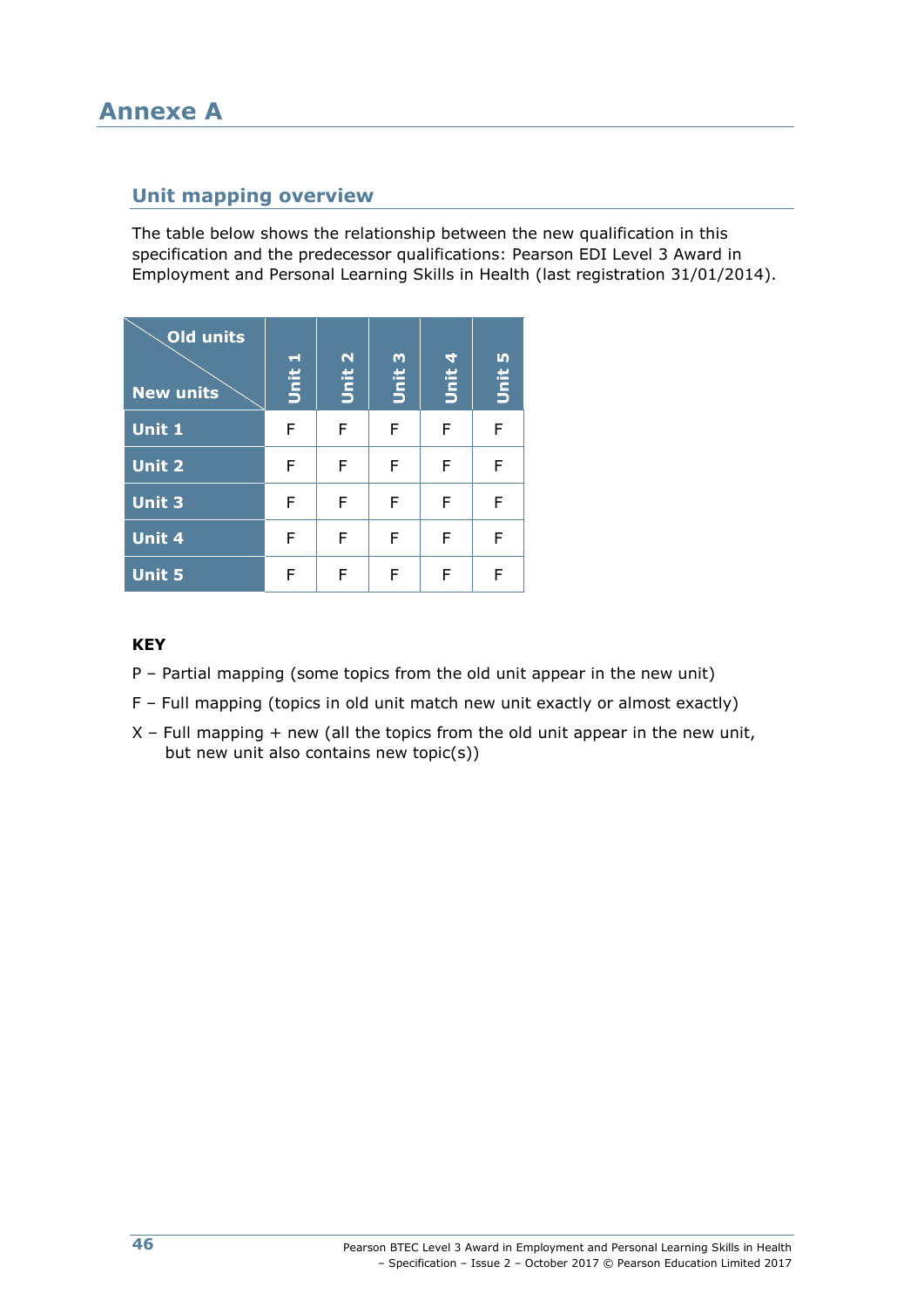# Annexe A

## Unit mapping overview

The table below shows the relationship between the new qualification in this specification and the predecessor qualifications: Pearson EDI Level 3 Award in Employment and Personal Learning Skills in Health (last registration 31/01/2014).

| Old units / New units | Unit 1 | Unit 2 | Unit 3 | Unit 4 | Unit 5 |
|---|---|---|---|---|---|
| **Unit 1** | F | F | F | F | F |
| **Unit 2** | F | F | F | F | F |
| **Unit 3** | F | F | F | F | F |
| **Unit 4** | F | F | F | F | F |
| **Unit 5** | F | F | F | F | F |

**KEY**

P – Partial mapping (some topics from the old unit appear in the new unit)

F – Full mapping (topics in old unit match new unit exactly or almost exactly)

X – Full mapping + new (all the topics from the old unit appear in the new unit, but new unit also contains new topic(s))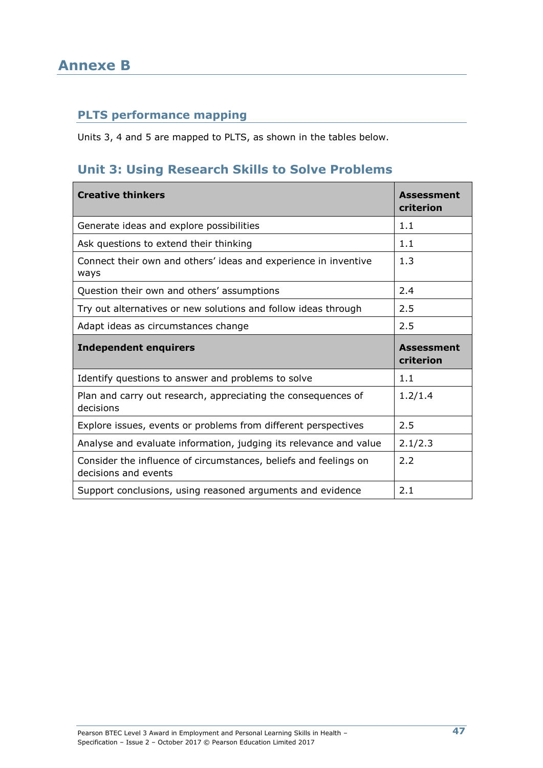# Annexe B

## PLTS performance mapping

Units 3, 4 and 5 are mapped to PLTS, as shown in the tables below.

### Unit 3: Using Research Skills to Solve Problems

| Creative thinkers | Assessment criterion |
|---|---|
| Generate ideas and explore possibilities | 1.1 |
| Ask questions to extend their thinking | 1.1 |
| Connect their own and others' ideas and experience in inventive ways | 1.3 |
| Question their own and others' assumptions | 2.4 |
| Try out alternatives or new solutions and follow ideas through | 2.5 |
| Adapt ideas as circumstances change | 2.5 |
| **Independent enquirers** | **Assessment criterion** |
| Identify questions to answer and problems to solve | 1.1 |
| Plan and carry out research, appreciating the consequences of decisions | 1.2/1.4 |
| Explore issues, events or problems from different perspectives | 2.5 |
| Analyse and evaluate information, judging its relevance and value | 2.1/2.3 |
| Consider the influence of circumstances, beliefs and feelings on decisions and events | 2.2 |
| Support conclusions, using reasoned arguments and evidence | 2.1 |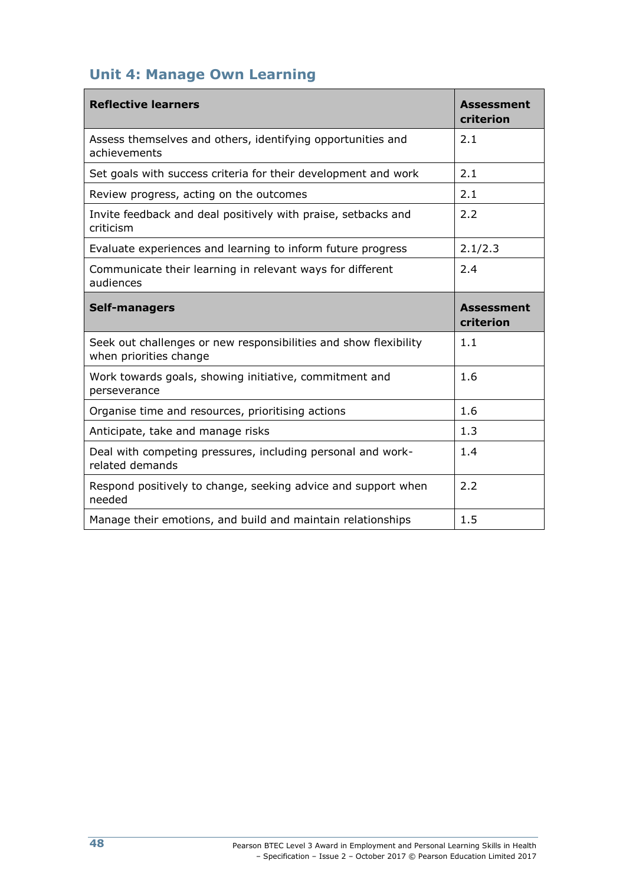## Unit 4: Manage Own Learning

| Reflective learners | Assessment criterion |
|---|---|
| Assess themselves and others, identifying opportunities and achievements | 2.1 |
| Set goals with success criteria for their development and work | 2.1 |
| Review progress, acting on the outcomes | 2.1 |
| Invite feedback and deal positively with praise, setbacks and criticism | 2.2 |
| Evaluate experiences and learning to inform future progress | 2.1/2.3 |
| Communicate their learning in relevant ways for different audiences | 2.4 |
| **Self-managers** | **Assessment criterion** |
| Seek out challenges or new responsibilities and show flexibility when priorities change | 1.1 |
| Work towards goals, showing initiative, commitment and perseverance | 1.6 |
| Organise time and resources, prioritising actions | 1.6 |
| Anticipate, take and manage risks | 1.3 |
| Deal with competing pressures, including personal and work-related demands | 1.4 |
| Respond positively to change, seeking advice and support when needed | 2.2 |
| Manage their emotions, and build and maintain relationships | 1.5 |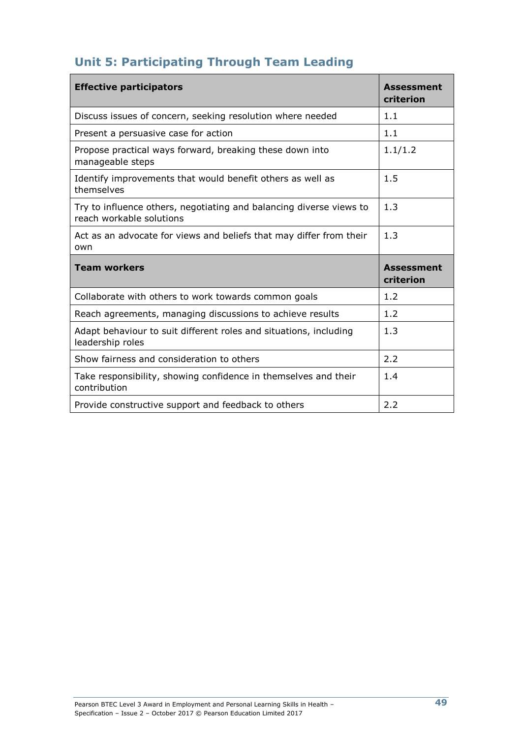## Unit 5: Participating Through Team Leading

| Effective participators | Assessment criterion |
|---|---|
| Discuss issues of concern, seeking resolution where needed | 1.1 |
| Present a persuasive case for action | 1.1 |
| Propose practical ways forward, breaking these down into manageable steps | 1.1/1.2 |
| Identify improvements that would benefit others as well as themselves | 1.5 |
| Try to influence others, negotiating and balancing diverse views to reach workable solutions | 1.3 |
| Act as an advocate for views and beliefs that may differ from their own | 1.3 |
| **Team workers** | **Assessment criterion** |
| Collaborate with others to work towards common goals | 1.2 |
| Reach agreements, managing discussions to achieve results | 1.2 |
| Adapt behaviour to suit different roles and situations, including leadership roles | 1.3 |
| Show fairness and consideration to others | 2.2 |
| Take responsibility, showing confidence in themselves and their contribution | 1.4 |
| Provide constructive support and feedback to others | 2.2 |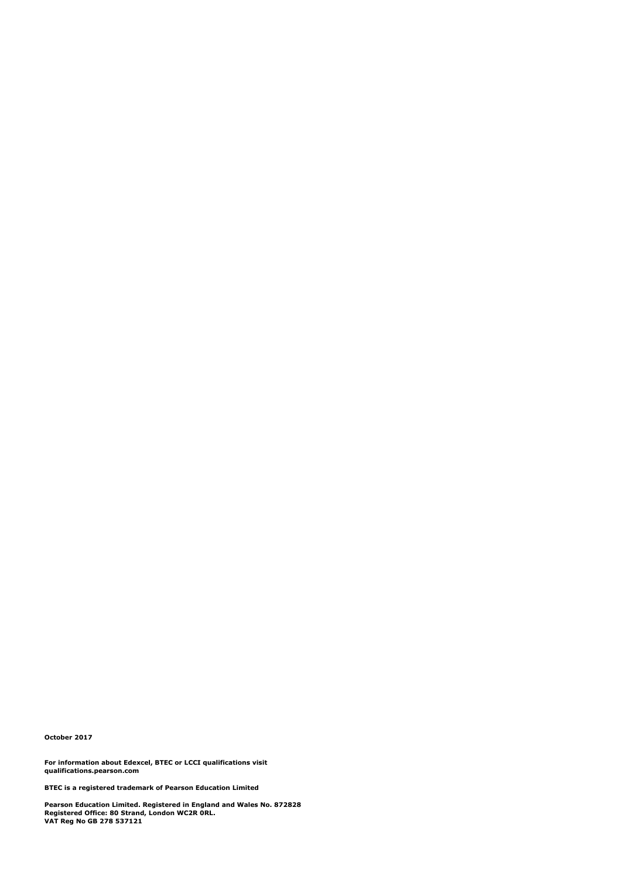**October 2017**

**For information about Edexcel, BTEC or LCCI qualifications visit qualifications.pearson.com**

**BTEC is a registered trademark of Pearson Education Limited**

**Pearson Education Limited. Registered in England and Wales No. 872828**
**Registered Office: 80 Strand, London WC2R 0RL.**
**VAT Reg No GB 278 537121**